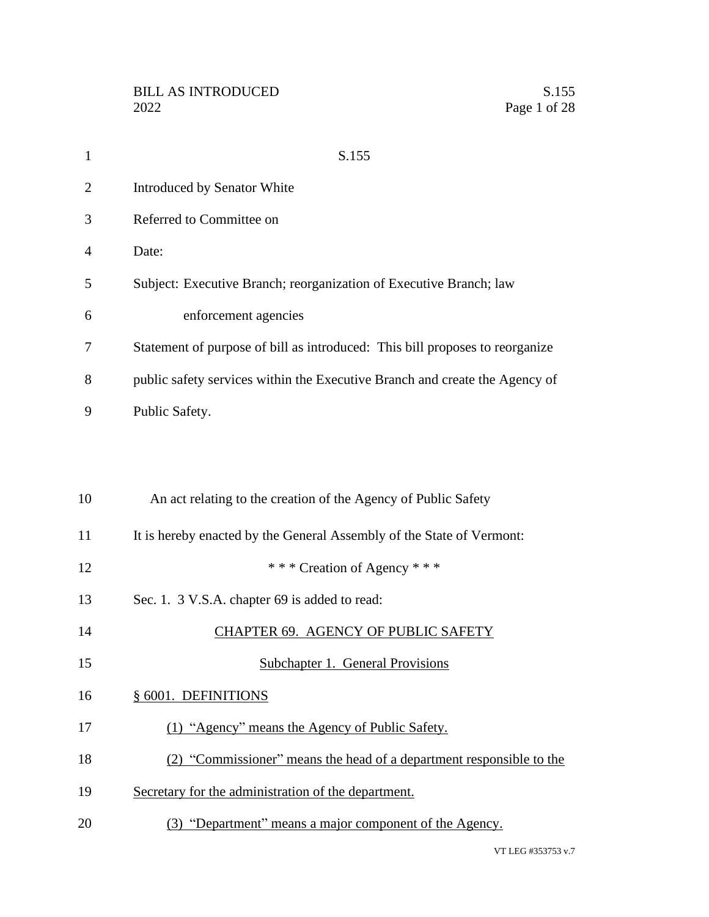S.155

Introduced by Senator White

Referred to Committee on

Date:

Subject: Executive Branch; reorganization of Executive Branch; law enforcement agencies

Statement of purpose of bill as introduced: This bill proposes to reorganize public safety services within the Executive Branch and create the Agency of Public Safety.

An act relating to the creation of the Agency of Public Safety

It is hereby enacted by the General Assembly of the State of Vermont:

\* \* \* Creation of Agency \* \* \*

Sec. 1. 3 V.S.A. chapter 69 is added to read:

## CHAPTER 69. AGENCY OF PUBLIC SAFETY

### Subchapter 1. General Provisions

§ 6001. DEFINITIONS

(1) "Agency" means the Agency of Public Safety.

(2) "Commissioner" means the head of a department responsible to the Secretary for the administration of the department.

(3) "Department" means a major component of the Agency.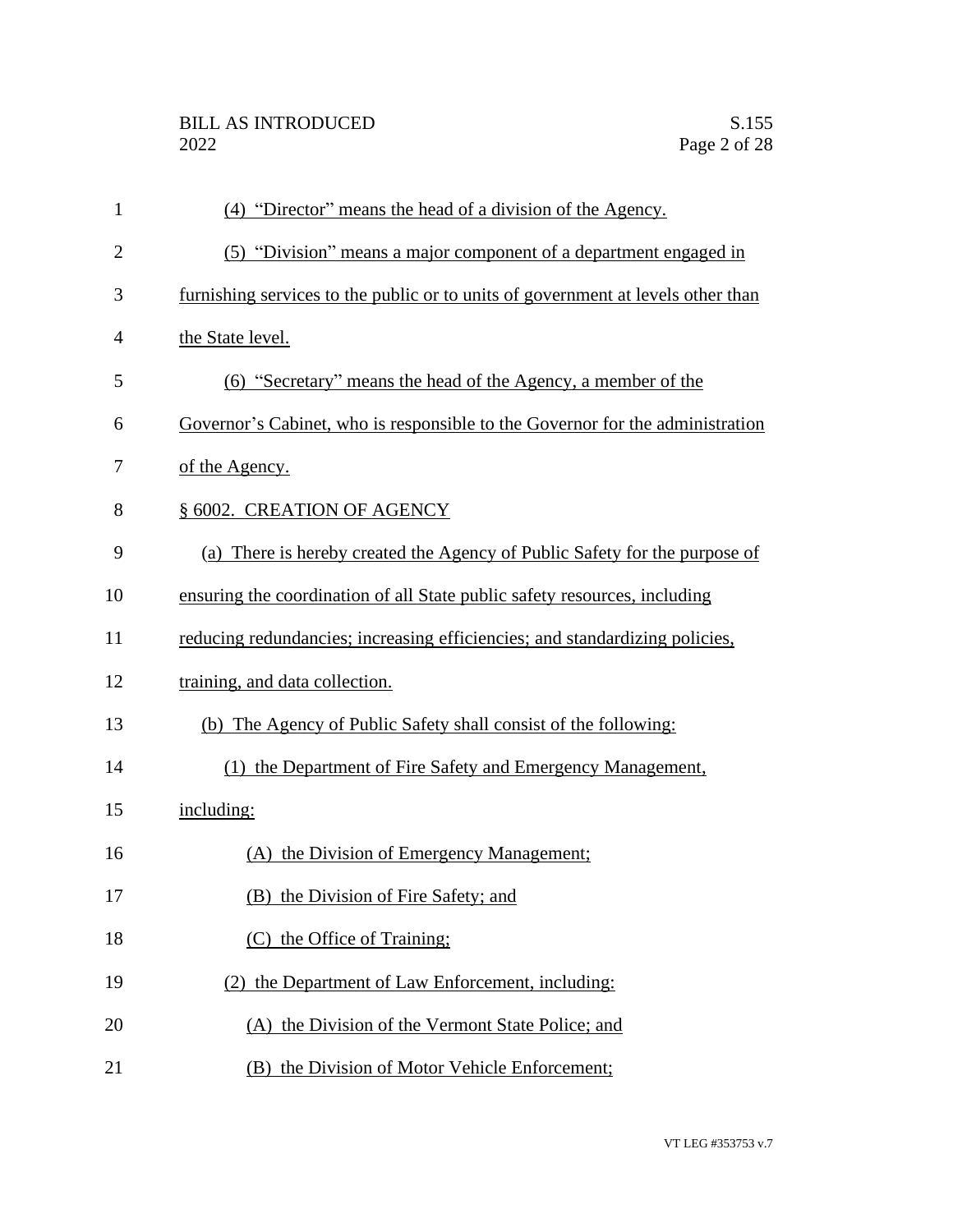(4) "Director" means the head of a division of the Agency.

(5) "Division" means a major component of a department engaged in furnishing services to the public or to units of government at levels other than the State level.

(6) "Secretary" means the head of the Agency, a member of the Governor's Cabinet, who is responsible to the Governor for the administration of the Agency.

§ 6002. CREATION OF AGENCY

(a) There is hereby created the Agency of Public Safety for the purpose of ensuring the coordination of all State public safety resources, including reducing redundancies; increasing efficiencies; and standardizing policies, training, and data collection.

(b) The Agency of Public Safety shall consist of the following:

(1) the Department of Fire Safety and Emergency Management, including:

(A) the Division of Emergency Management;

(B) the Division of Fire Safety; and

(C) the Office of Training;

(2) the Department of Law Enforcement, including:

(A) the Division of the Vermont State Police; and

(B) the Division of Motor Vehicle Enforcement;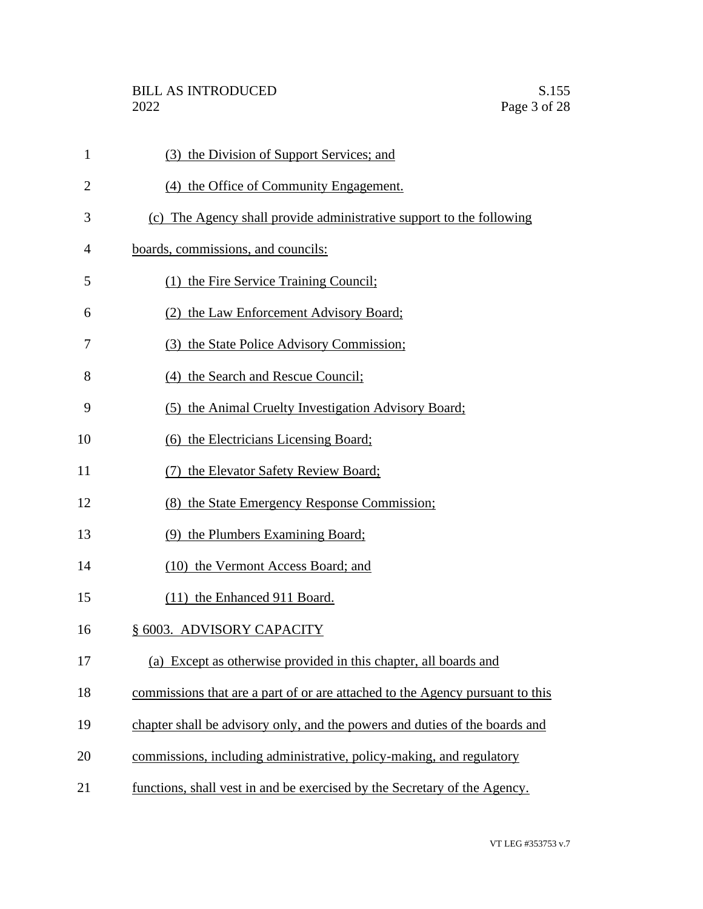(3) the Division of Support Services; and

(4) the Office of Community Engagement.

(c) The Agency shall provide administrative support to the following boards, commissions, and councils:

(1) the Fire Service Training Council;

(2) the Law Enforcement Advisory Board;

(3) the State Police Advisory Commission;

(4) the Search and Rescue Council;

(5) the Animal Cruelty Investigation Advisory Board;

(6) the Electricians Licensing Board;

(7) the Elevator Safety Review Board;

(8) the State Emergency Response Commission;

(9) the Plumbers Examining Board;

(10) the Vermont Access Board; and

(11) the Enhanced 911 Board.

§ 6003. ADVISORY CAPACITY

(a) Except as otherwise provided in this chapter, all boards and commissions that are a part of or are attached to the Agency pursuant to this chapter shall be advisory only, and the powers and duties of the boards and commissions, including administrative, policy-making, and regulatory functions, shall vest in and be exercised by the Secretary of the Agency.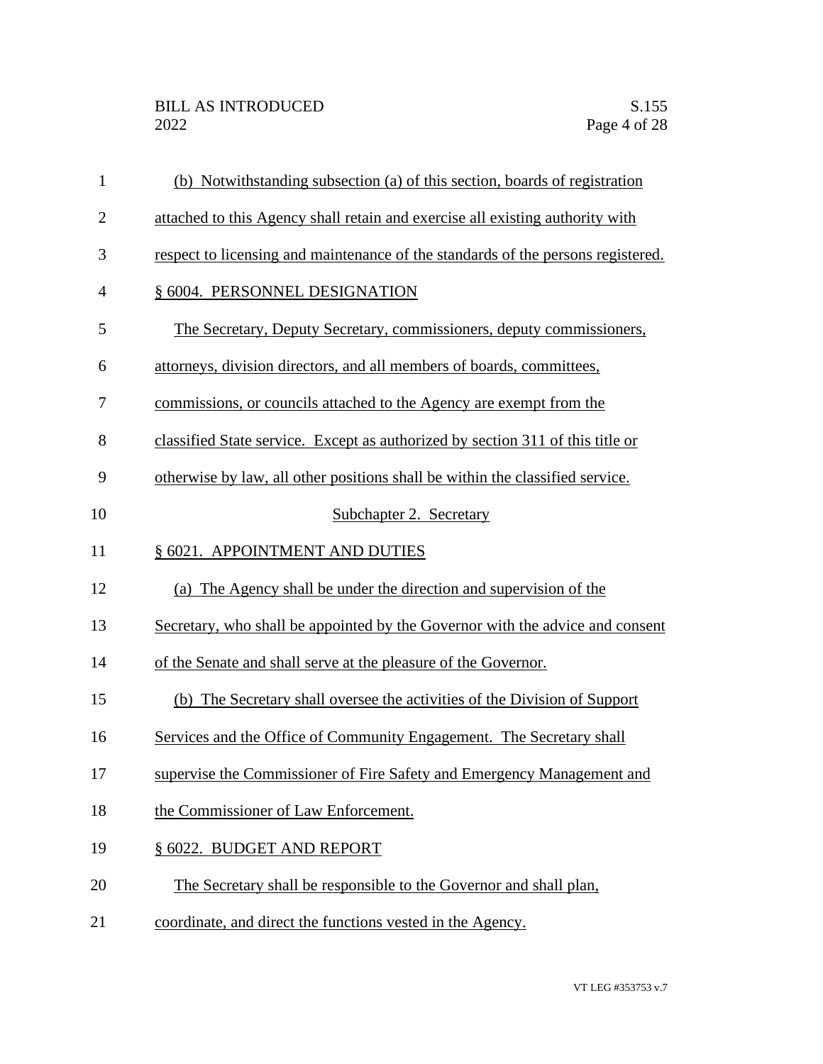(b) Notwithstanding subsection (a) of this section, boards of registration attached to this Agency shall retain and exercise all existing authority with respect to licensing and maintenance of the standards of the persons registered.

§ 6004. PERSONNEL DESIGNATION

The Secretary, Deputy Secretary, commissioners, deputy commissioners, attorneys, division directors, and all members of boards, committees, commissions, or councils attached to the Agency are exempt from the classified State service. Except as authorized by section 311 of this title or otherwise by law, all other positions shall be within the classified service.

Subchapter 2. Secretary

§ 6021. APPOINTMENT AND DUTIES

(a) The Agency shall be under the direction and supervision of the Secretary, who shall be appointed by the Governor with the advice and consent of the Senate and shall serve at the pleasure of the Governor.

(b) The Secretary shall oversee the activities of the Division of Support Services and the Office of Community Engagement. The Secretary shall supervise the Commissioner of Fire Safety and Emergency Management and the Commissioner of Law Enforcement.

§ 6022. BUDGET AND REPORT

The Secretary shall be responsible to the Governor and shall plan, coordinate, and direct the functions vested in the Agency.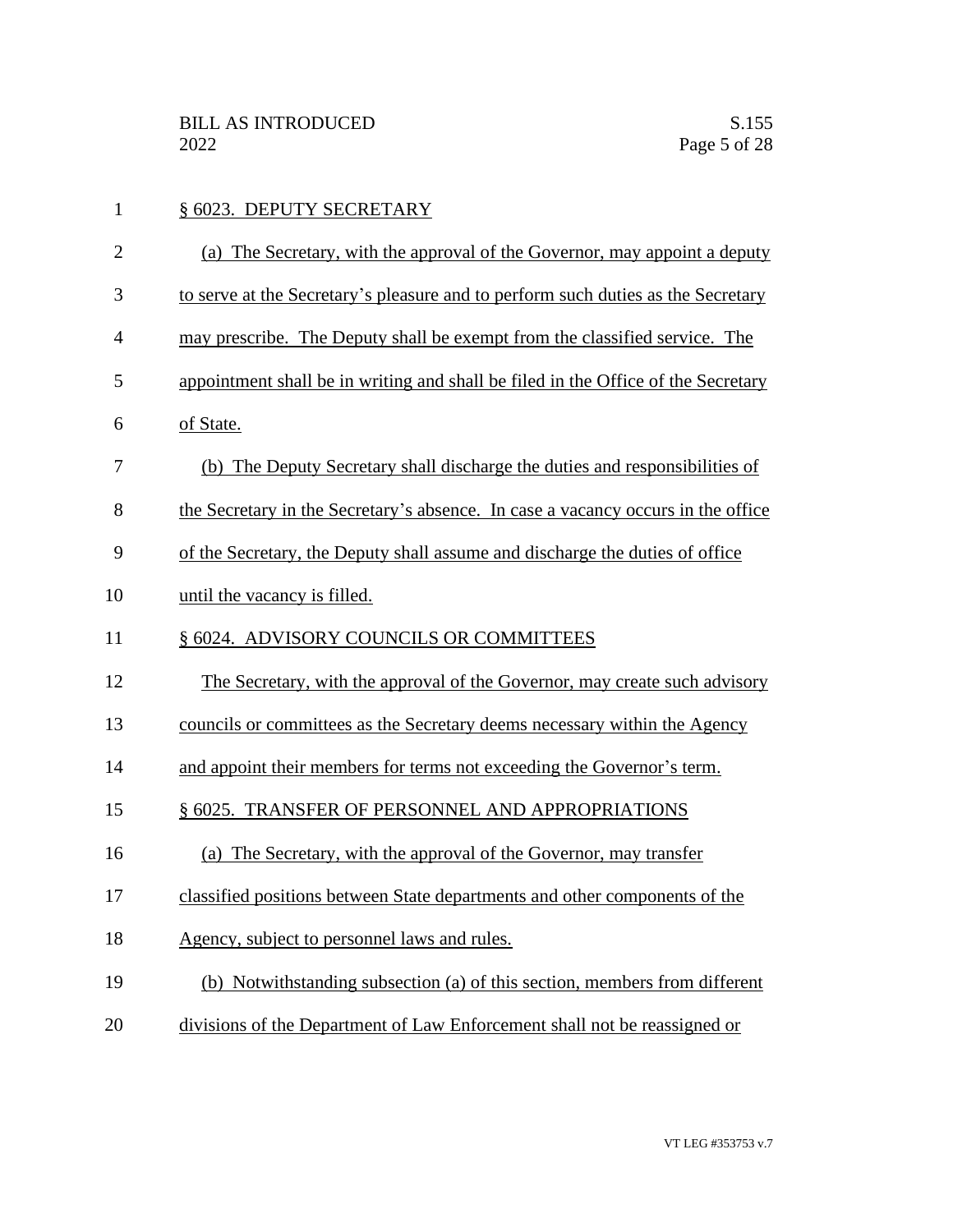§ 6023. DEPUTY SECRETARY

(a) The Secretary, with the approval of the Governor, may appoint a deputy to serve at the Secretary's pleasure and to perform such duties as the Secretary may prescribe. The Deputy shall be exempt from the classified service. The appointment shall be in writing and shall be filed in the Office of the Secretary of State.

(b) The Deputy Secretary shall discharge the duties and responsibilities of the Secretary in the Secretary's absence. In case a vacancy occurs in the office of the Secretary, the Deputy shall assume and discharge the duties of office until the vacancy is filled.

§ 6024. ADVISORY COUNCILS OR COMMITTEES

The Secretary, with the approval of the Governor, may create such advisory councils or committees as the Secretary deems necessary within the Agency and appoint their members for terms not exceeding the Governor's term.

§ 6025. TRANSFER OF PERSONNEL AND APPROPRIATIONS

(a) The Secretary, with the approval of the Governor, may transfer classified positions between State departments and other components of the Agency, subject to personnel laws and rules.

(b) Notwithstanding subsection (a) of this section, members from different divisions of the Department of Law Enforcement shall not be reassigned or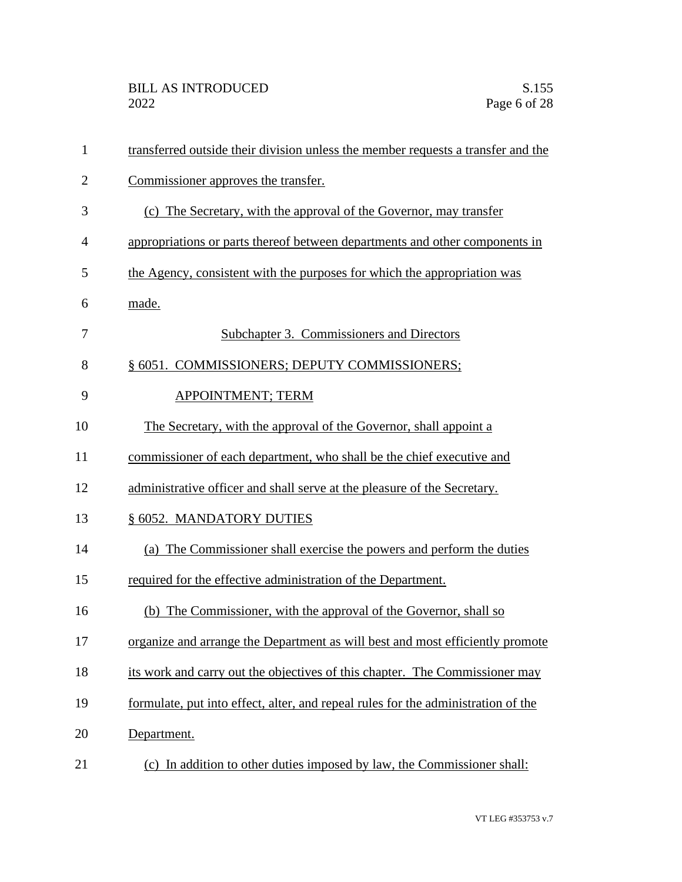transferred outside their division unless the member requests a transfer and the Commissioner approves the transfer.

(c) The Secretary, with the approval of the Governor, may transfer appropriations or parts thereof between departments and other components in the Agency, consistent with the purposes for which the appropriation was made.

Subchapter 3. Commissioners and Directors

§ 6051. COMMISSIONERS; DEPUTY COMMISSIONERS; APPOINTMENT; TERM

The Secretary, with the approval of the Governor, shall appoint a commissioner of each department, who shall be the chief executive and administrative officer and shall serve at the pleasure of the Secretary.

§ 6052. MANDATORY DUTIES

(a) The Commissioner shall exercise the powers and perform the duties required for the effective administration of the Department.

(b) The Commissioner, with the approval of the Governor, shall so organize and arrange the Department as will best and most efficiently promote its work and carry out the objectives of this chapter. The Commissioner may formulate, put into effect, alter, and repeal rules for the administration of the Department.

(c) In addition to other duties imposed by law, the Commissioner shall: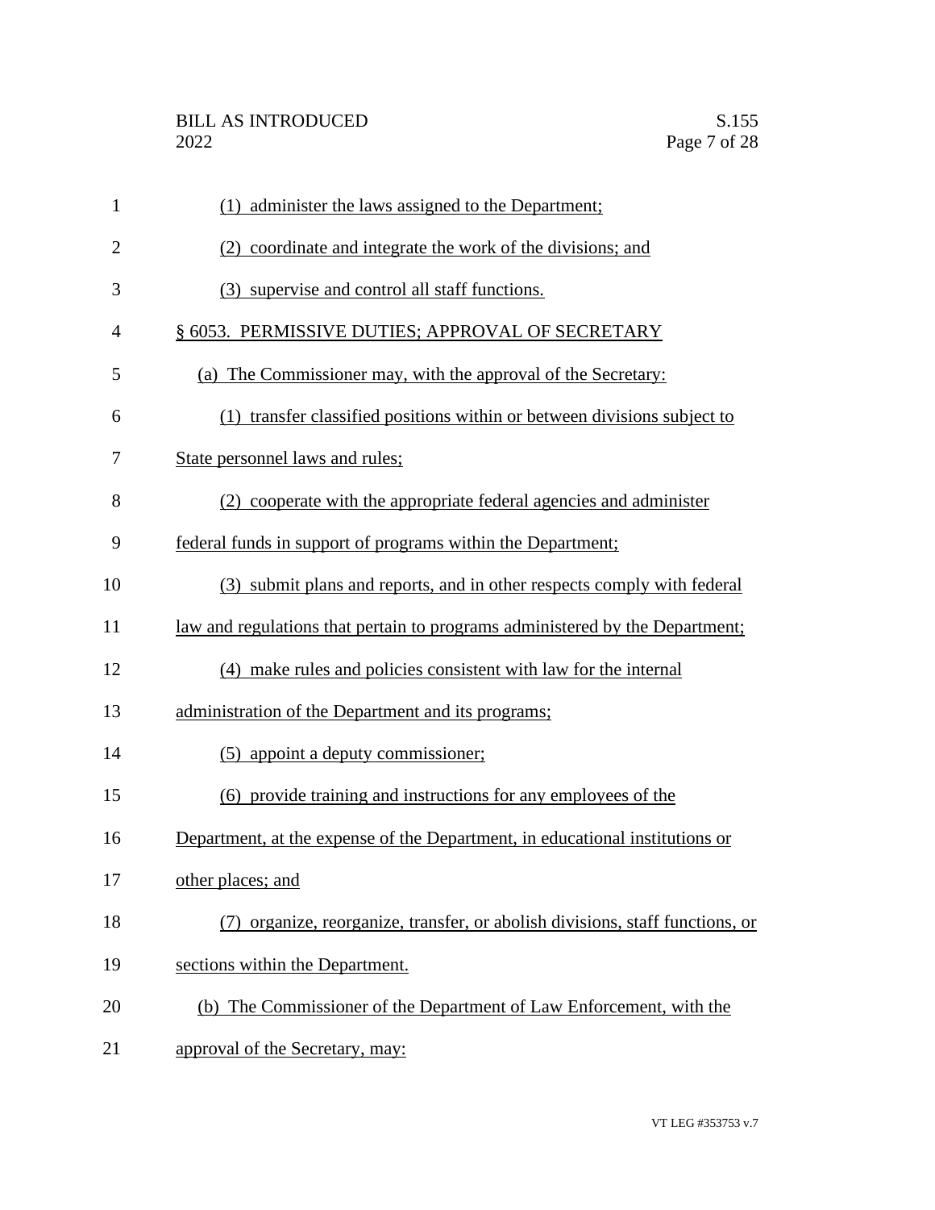(1) administer the laws assigned to the Department;

(2) coordinate and integrate the work of the divisions; and

(3) supervise and control all staff functions.

§ 6053. PERMISSIVE DUTIES; APPROVAL OF SECRETARY

(a) The Commissioner may, with the approval of the Secretary:

(1) transfer classified positions within or between divisions subject to State personnel laws and rules;

(2) cooperate with the appropriate federal agencies and administer federal funds in support of programs within the Department;

(3) submit plans and reports, and in other respects comply with federal law and regulations that pertain to programs administered by the Department;

(4) make rules and policies consistent with law for the internal administration of the Department and its programs;

(5) appoint a deputy commissioner;

(6) provide training and instructions for any employees of the Department, at the expense of the Department, in educational institutions or other places; and

(7) organize, reorganize, transfer, or abolish divisions, staff functions, or sections within the Department.

(b) The Commissioner of the Department of Law Enforcement, with the approval of the Secretary, may: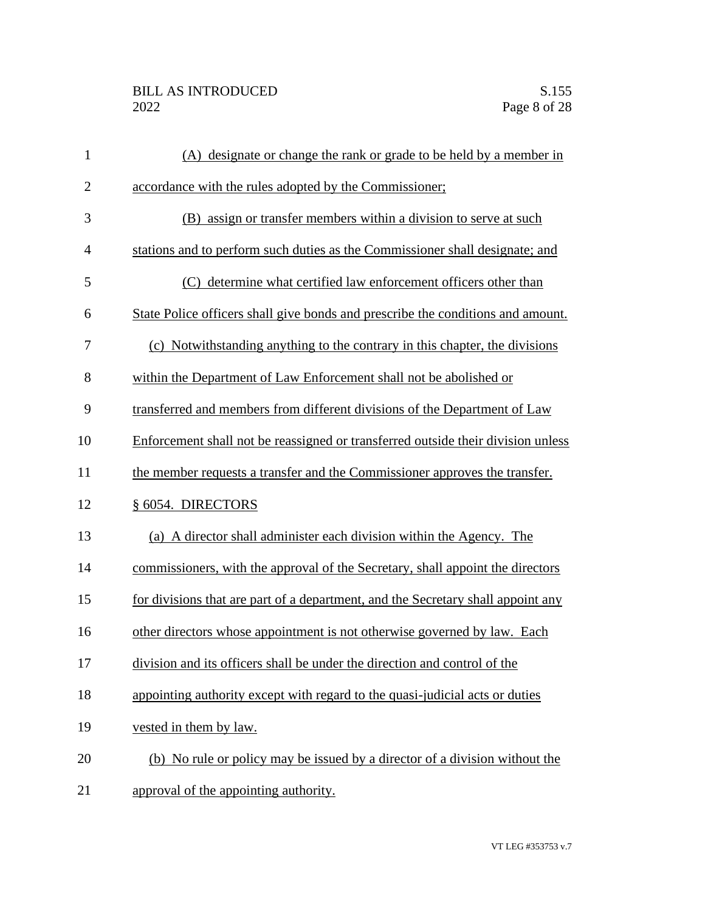(A) designate or change the rank or grade to be held by a member in accordance with the rules adopted by the Commissioner;

(B) assign or transfer members within a division to serve at such stations and to perform such duties as the Commissioner shall designate; and

(C) determine what certified law enforcement officers other than State Police officers shall give bonds and prescribe the conditions and amount.

(c) Notwithstanding anything to the contrary in this chapter, the divisions within the Department of Law Enforcement shall not be abolished or transferred and members from different divisions of the Department of Law Enforcement shall not be reassigned or transferred outside their division unless the member requests a transfer and the Commissioner approves the transfer.

§ 6054. DIRECTORS

(a) A director shall administer each division within the Agency. The commissioners, with the approval of the Secretary, shall appoint the directors for divisions that are part of a department, and the Secretary shall appoint any other directors whose appointment is not otherwise governed by law. Each division and its officers shall be under the direction and control of the appointing authority except with regard to the quasi-judicial acts or duties vested in them by law.

(b) No rule or policy may be issued by a director of a division without the approval of the appointing authority.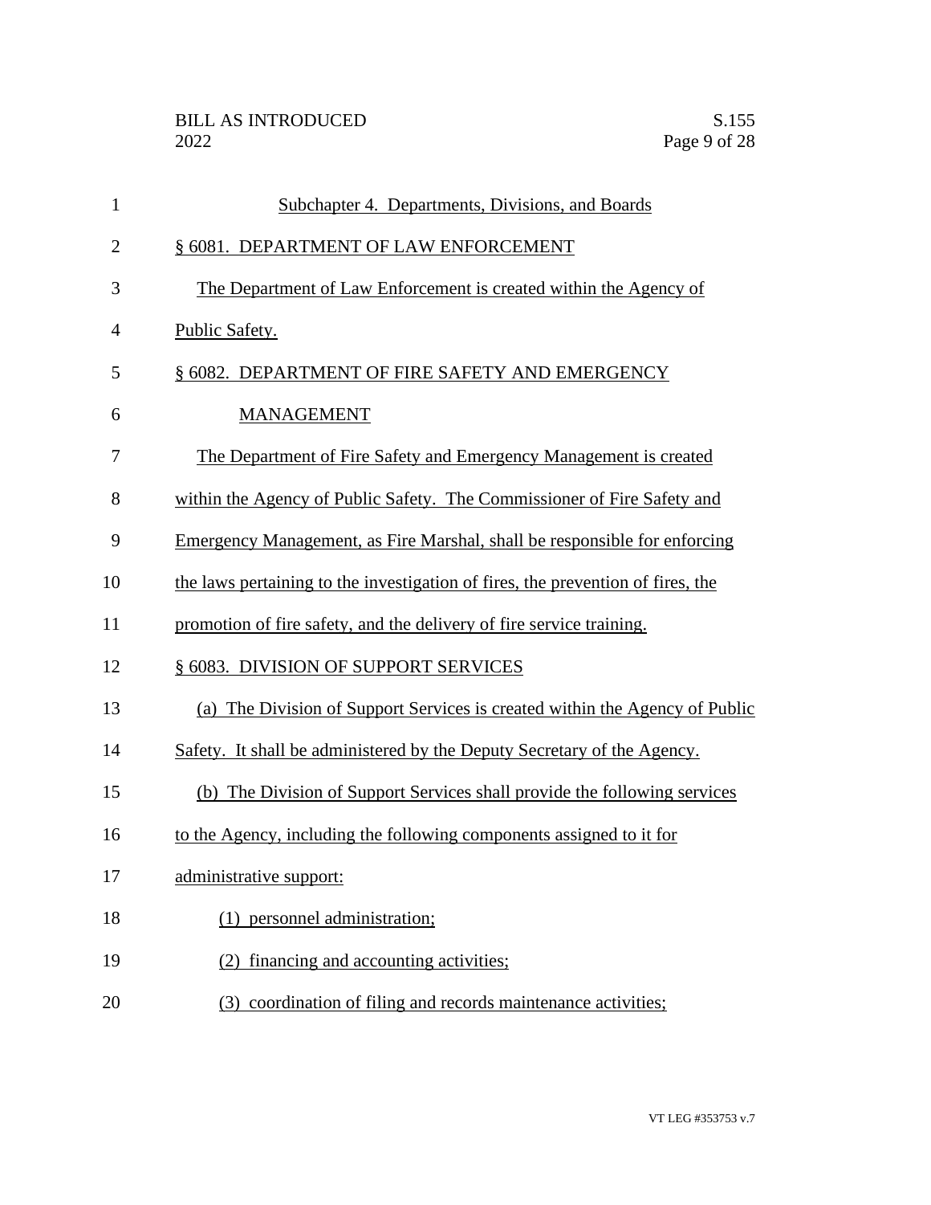Subchapter 4. Departments, Divisions, and Boards

§ 6081. DEPARTMENT OF LAW ENFORCEMENT

The Department of Law Enforcement is created within the Agency of Public Safety.

§ 6082. DEPARTMENT OF FIRE SAFETY AND EMERGENCY MANAGEMENT

The Department of Fire Safety and Emergency Management is created within the Agency of Public Safety. The Commissioner of Fire Safety and Emergency Management, as Fire Marshal, shall be responsible for enforcing the laws pertaining to the investigation of fires, the prevention of fires, the promotion of fire safety, and the delivery of fire service training.

§ 6083. DIVISION OF SUPPORT SERVICES

(a) The Division of Support Services is created within the Agency of Public Safety. It shall be administered by the Deputy Secretary of the Agency.

(b) The Division of Support Services shall provide the following services to the Agency, including the following components assigned to it for administrative support:

(1) personnel administration;

(2) financing and accounting activities;

(3) coordination of filing and records maintenance activities;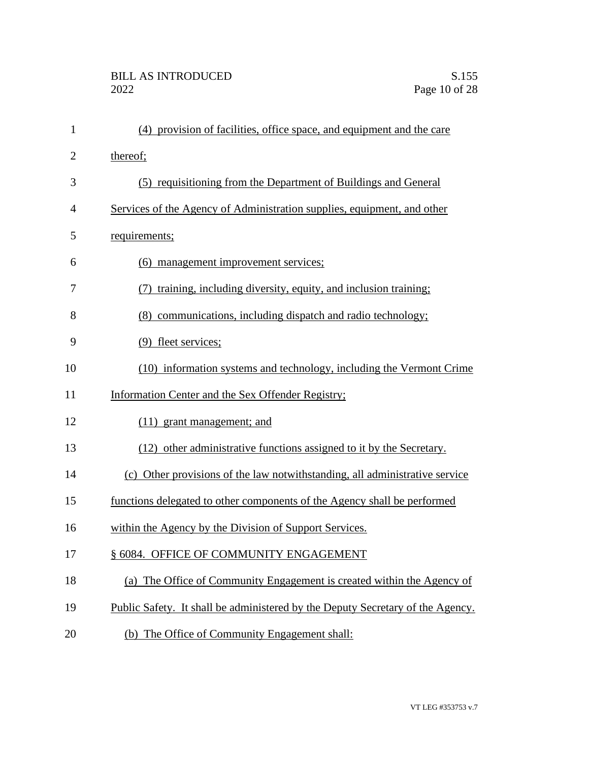(4) provision of facilities, office space, and equipment and the care thereof;

(5) requisitioning from the Department of Buildings and General Services of the Agency of Administration supplies, equipment, and other requirements;

(6) management improvement services;

(7) training, including diversity, equity, and inclusion training;

(8) communications, including dispatch and radio technology;

(9) fleet services;

(10) information systems and technology, including the Vermont Crime Information Center and the Sex Offender Registry;

(11) grant management; and

(12) other administrative functions assigned to it by the Secretary.

(c) Other provisions of the law notwithstanding, all administrative service functions delegated to other components of the Agency shall be performed within the Agency by the Division of Support Services.

§ 6084. OFFICE OF COMMUNITY ENGAGEMENT

(a) The Office of Community Engagement is created within the Agency of Public Safety. It shall be administered by the Deputy Secretary of the Agency.

(b) The Office of Community Engagement shall: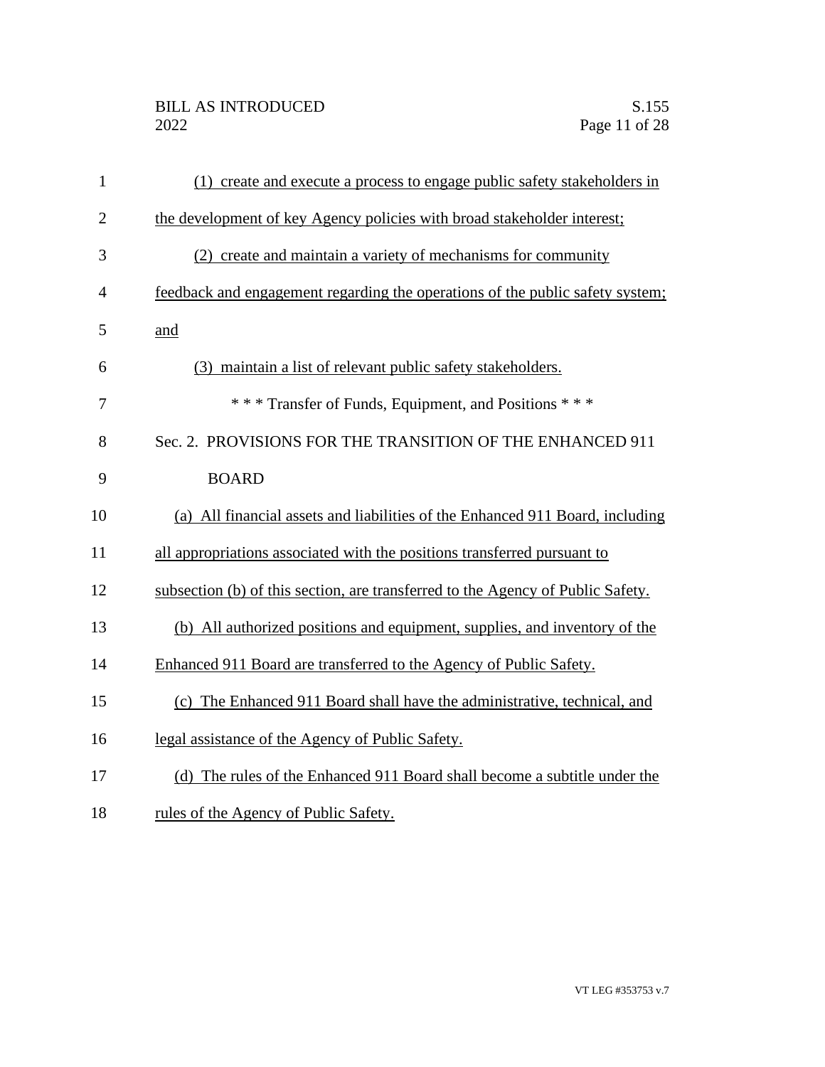(1) create and execute a process to engage public safety stakeholders in the development of key Agency policies with broad stakeholder interest;

(2) create and maintain a variety of mechanisms for community feedback and engagement regarding the operations of the public safety system; and

(3) maintain a list of relevant public safety stakeholders.

\* \* \* Transfer of Funds, Equipment, and Positions \* \* \*

Sec. 2. PROVISIONS FOR THE TRANSITION OF THE ENHANCED 911 BOARD

(a) All financial assets and liabilities of the Enhanced 911 Board, including all appropriations associated with the positions transferred pursuant to subsection (b) of this section, are transferred to the Agency of Public Safety.

(b) All authorized positions and equipment, supplies, and inventory of the Enhanced 911 Board are transferred to the Agency of Public Safety.

(c) The Enhanced 911 Board shall have the administrative, technical, and legal assistance of the Agency of Public Safety.

(d) The rules of the Enhanced 911 Board shall become a subtitle under the rules of the Agency of Public Safety.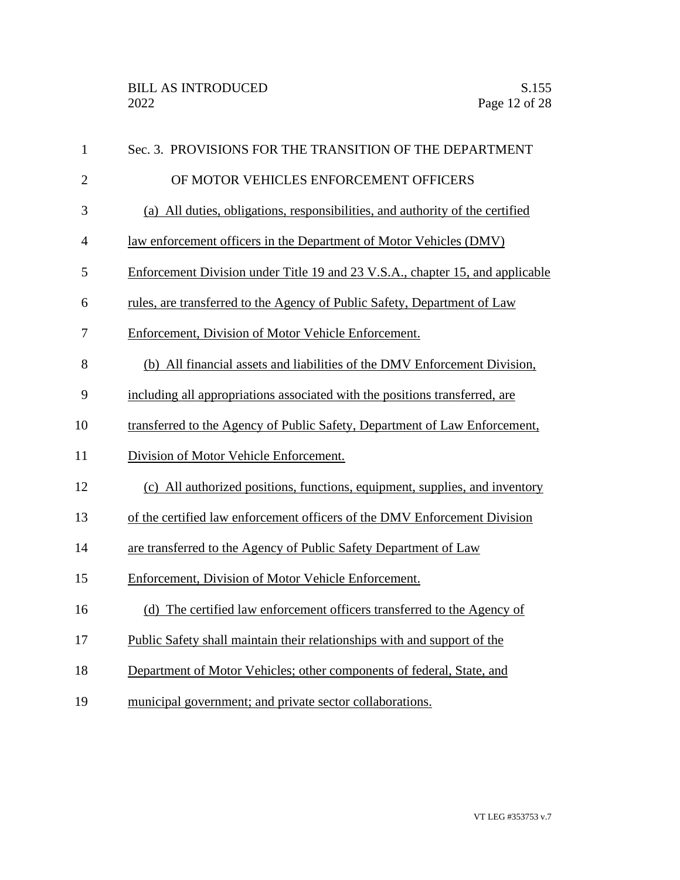Sec. 3. PROVISIONS FOR THE TRANSITION OF THE DEPARTMENT OF MOTOR VEHICLES ENFORCEMENT OFFICERS

(a) All duties, obligations, responsibilities, and authority of the certified law enforcement officers in the Department of Motor Vehicles (DMV) Enforcement Division under Title 19 and 23 V.S.A., chapter 15, and applicable rules, are transferred to the Agency of Public Safety, Department of Law Enforcement, Division of Motor Vehicle Enforcement.

(b) All financial assets and liabilities of the DMV Enforcement Division, including all appropriations associated with the positions transferred, are transferred to the Agency of Public Safety, Department of Law Enforcement, Division of Motor Vehicle Enforcement.

(c) All authorized positions, functions, equipment, supplies, and inventory of the certified law enforcement officers of the DMV Enforcement Division are transferred to the Agency of Public Safety Department of Law Enforcement, Division of Motor Vehicle Enforcement.

(d) The certified law enforcement officers transferred to the Agency of Public Safety shall maintain their relationships with and support of the Department of Motor Vehicles; other components of federal, State, and municipal government; and private sector collaborations.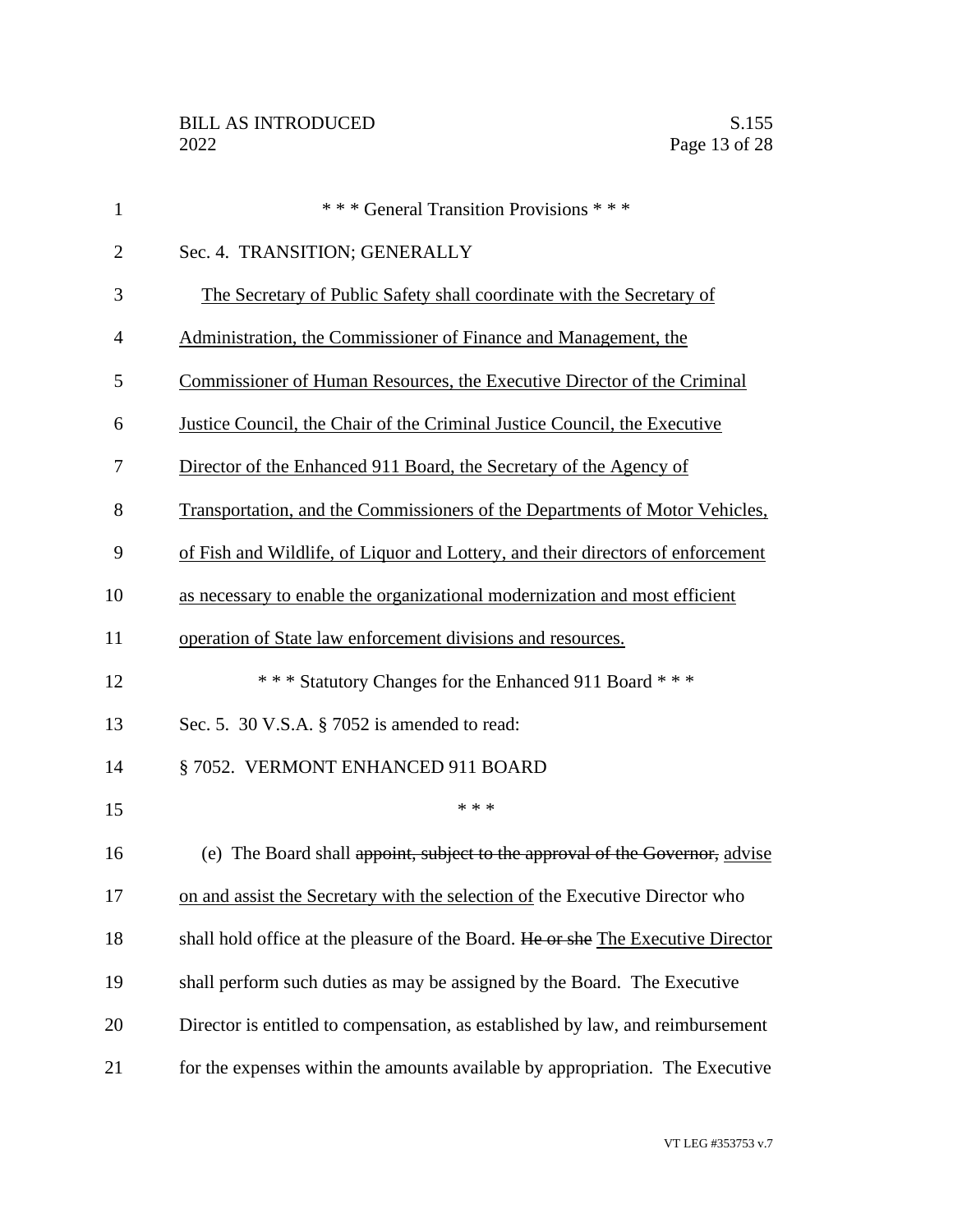\* \* \* General Transition Provisions \* \* \*

Sec. 4. TRANSITION; GENERALLY

<u>The Secretary of Public Safety shall coordinate with the Secretary of Administration, the Commissioner of Finance and Management, the Commissioner of Human Resources, the Executive Director of the Criminal Justice Council, the Chair of the Criminal Justice Council, the Executive Director of the Enhanced 911 Board, the Secretary of the Agency of Transportation, and the Commissioners of the Departments of Motor Vehicles, of Fish and Wildlife, of Liquor and Lottery, and their directors of enforcement as necessary to enable the organizational modernization and most efficient operation of State law enforcement divisions and resources.</u>

\* \* \* Statutory Changes for the Enhanced 911 Board \* \* \*

Sec. 5. 30 V.S.A. § 7052 is amended to read:

§ 7052. VERMONT ENHANCED 911 BOARD

\* \* \*

(e) The Board shall ~~appoint, subject to the approval of the Governor,~~ <u>advise on and assist the Secretary with the selection of</u> the Executive Director who shall hold office at the pleasure of the Board. ~~He or she~~ <u>The Executive Director</u> shall perform such duties as may be assigned by the Board. The Executive Director is entitled to compensation, as established by law, and reimbursement for the expenses within the amounts available by appropriation. The Executive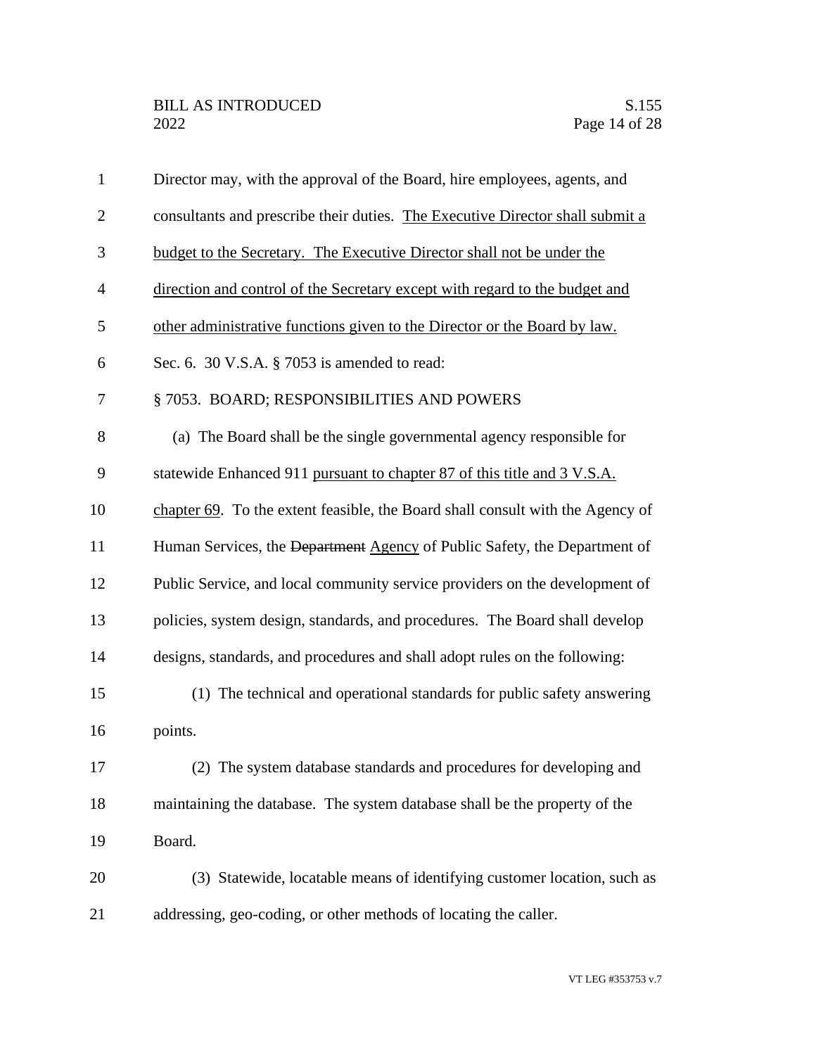Director may, with the approval of the Board, hire employees, agents, and consultants and prescribe their duties. <u>The Executive Director shall submit a budget to the Secretary. The Executive Director shall not be under the direction and control of the Secretary except with regard to the budget and other administrative functions given to the Director or the Board by law.</u>

Sec. 6. 30 V.S.A. § 7053 is amended to read:

§ 7053. BOARD; RESPONSIBILITIES AND POWERS

(a) The Board shall be the single governmental agency responsible for statewide Enhanced 911 <u>pursuant to chapter 87 of this title and 3 V.S.A. chapter 69</u>. To the extent feasible, the Board shall consult with the Agency of Human Services, the ~~Department~~ <u>Agency</u> of Public Safety, the Department of Public Service, and local community service providers on the development of policies, system design, standards, and procedures. The Board shall develop designs, standards, and procedures and shall adopt rules on the following:

(1) The technical and operational standards for public safety answering points.

(2) The system database standards and procedures for developing and maintaining the database. The system database shall be the property of the Board.

(3) Statewide, locatable means of identifying customer location, such as addressing, geo-coding, or other methods of locating the caller.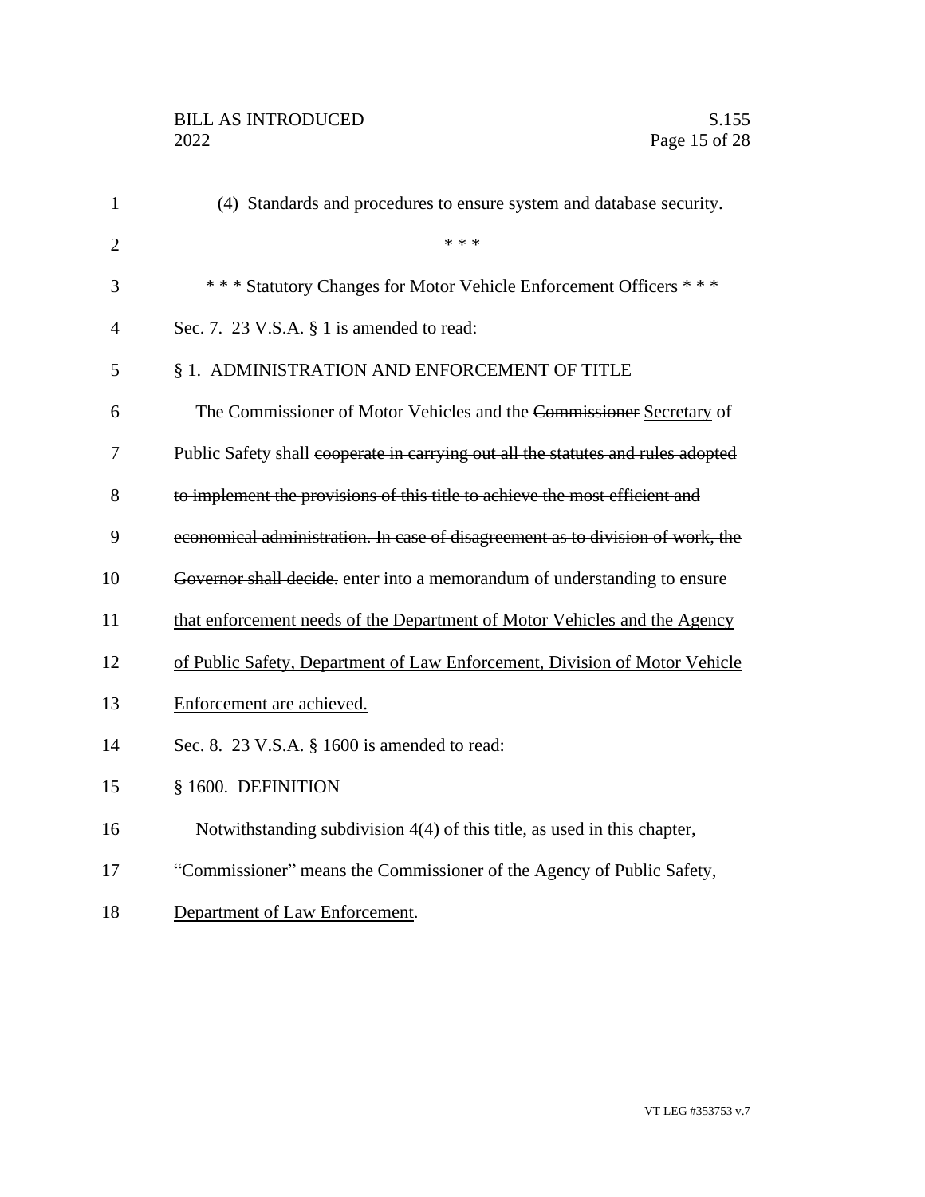(4) Standards and procedures to ensure system and database security.

\* \* \*

\* \* \* Statutory Changes for Motor Vehicle Enforcement Officers \* \* \*

Sec. 7. 23 V.S.A. § 1 is amended to read:

§ 1. ADMINISTRATION AND ENFORCEMENT OF TITLE

The Commissioner of Motor Vehicles and the ~~Commissioner~~ <u>Secretary</u> of Public Safety shall ~~cooperate in carrying out all the statutes and rules adopted to implement the provisions of this title to achieve the most efficient and economical administration. In case of disagreement as to division of work, the Governor shall decide.~~ <u>enter into a memorandum of understanding to ensure that enforcement needs of the Department of Motor Vehicles and the Agency of Public Safety, Department of Law Enforcement, Division of Motor Vehicle Enforcement are achieved.</u>

Sec. 8. 23 V.S.A. § 1600 is amended to read:

§ 1600. DEFINITION

Notwithstanding subdivision 4(4) of this title, as used in this chapter, "Commissioner" means the Commissioner of <u>the Agency of</u> Public Safety<u>, Department of Law Enforcement</u>.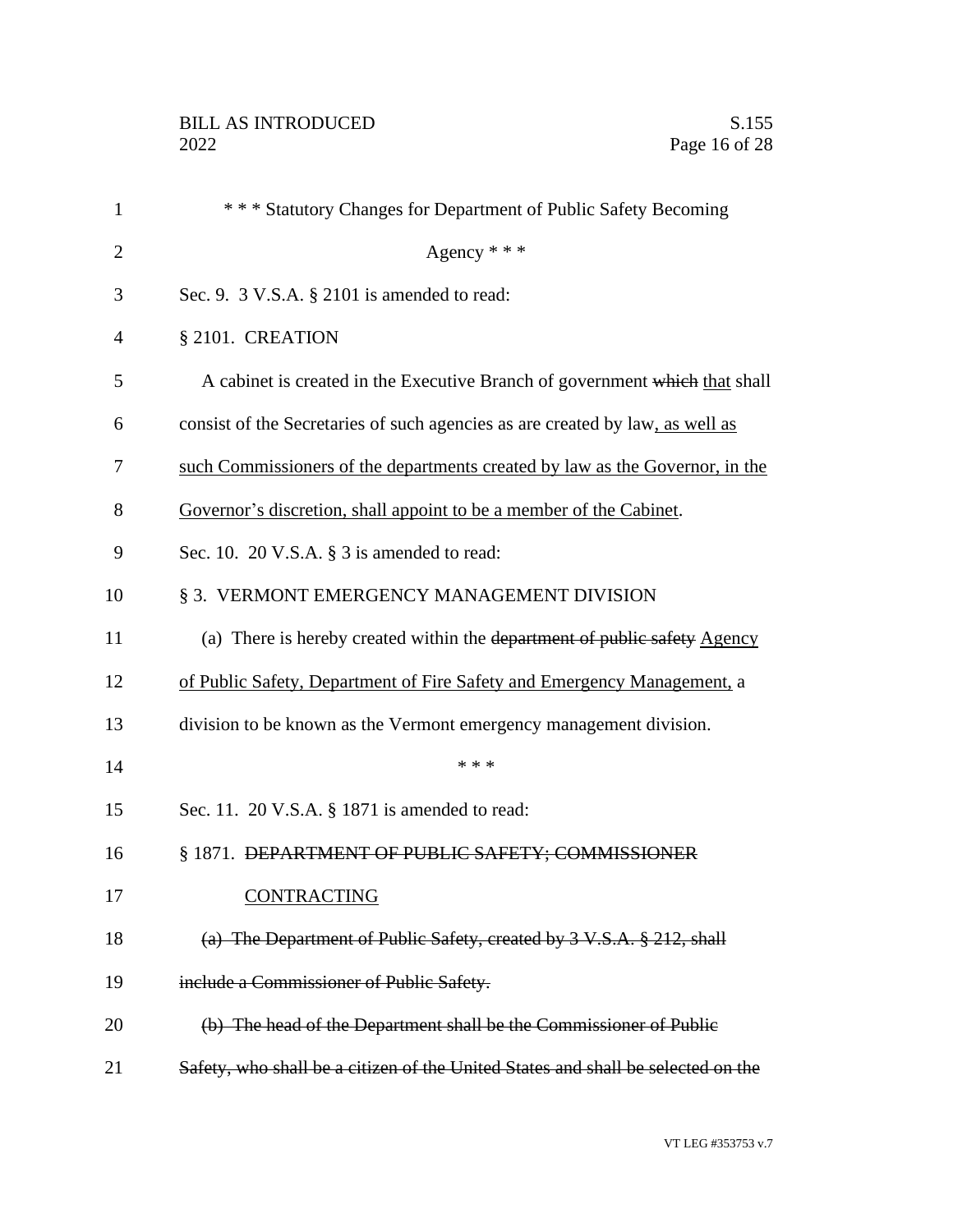\* \* \* Statutory Changes for Department of Public Safety Becoming Agency \* \* \*

Sec. 9. 3 V.S.A. § 2101 is amended to read:

§ 2101. CREATION

A cabinet is created in the Executive Branch of government ~~which~~ <u>that</u> shall consist of the Secretaries of such agencies as are created by law<u>, as well as such Commissioners of the departments created by law as the Governor, in the Governor's discretion, shall appoint to be a member of the Cabinet</u>.

Sec. 10. 20 V.S.A. § 3 is amended to read:

§ 3. VERMONT EMERGENCY MANAGEMENT DIVISION

(a) There is hereby created within the ~~department of public safety~~ <u>Agency of Public Safety, Department of Fire Safety and Emergency Management,</u> a division to be known as the Vermont emergency management division.

\* \* \*

Sec. 11. 20 V.S.A. § 1871 is amended to read:

§ 1871. ~~DEPARTMENT OF PUBLIC SAFETY; COMMISSIONER~~ <u>CONTRACTING</u>

~~(a) The Department of Public Safety, created by 3 V.S.A. § 212, shall include a Commissioner of Public Safety.~~

~~(b) The head of the Department shall be the Commissioner of Public Safety, who shall be a citizen of the United States and shall be selected on the~~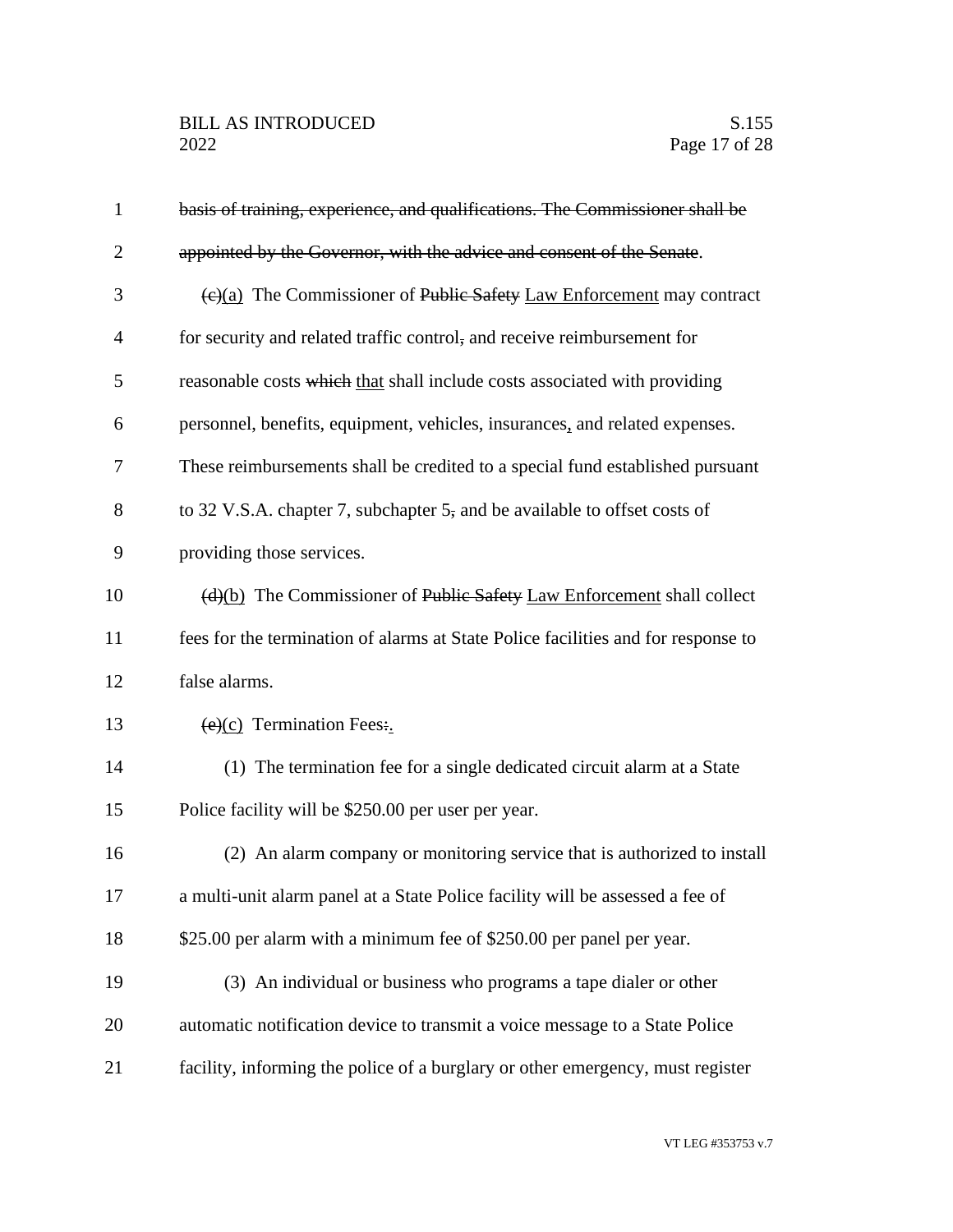~~basis of training, experience, and qualifications. The Commissioner shall be appointed by the Governor, with the advice and consent of the Senate~~.

~~(c)~~<u>(a)</u> The Commissioner of ~~Public Safety~~ <u>Law Enforcement</u> may contract for security and related traffic control~~,~~ and receive reimbursement for reasonable costs ~~which~~ <u>that</u> shall include costs associated with providing personnel, benefits, equipment, vehicles, insurances<u>,</u> and related expenses. These reimbursements shall be credited to a special fund established pursuant to 32 V.S.A. chapter 7, subchapter 5~~,~~ and be available to offset costs of providing those services.

~~(d)~~<u>(b)</u> The Commissioner of ~~Public Safety~~ <u>Law Enforcement</u> shall collect fees for the termination of alarms at State Police facilities and for response to false alarms.

~~(e)~~<u>(c)</u> Termination Fees~~:~~<u>.</u>

(1) The termination fee for a single dedicated circuit alarm at a State Police facility will be $250.00 per user per year.

(2) An alarm company or monitoring service that is authorized to install a multi-unit alarm panel at a State Police facility will be assessed a fee of $25.00 per alarm with a minimum fee of $250.00 per panel per year.

(3) An individual or business who programs a tape dialer or other automatic notification device to transmit a voice message to a State Police facility, informing the police of a burglary or other emergency, must register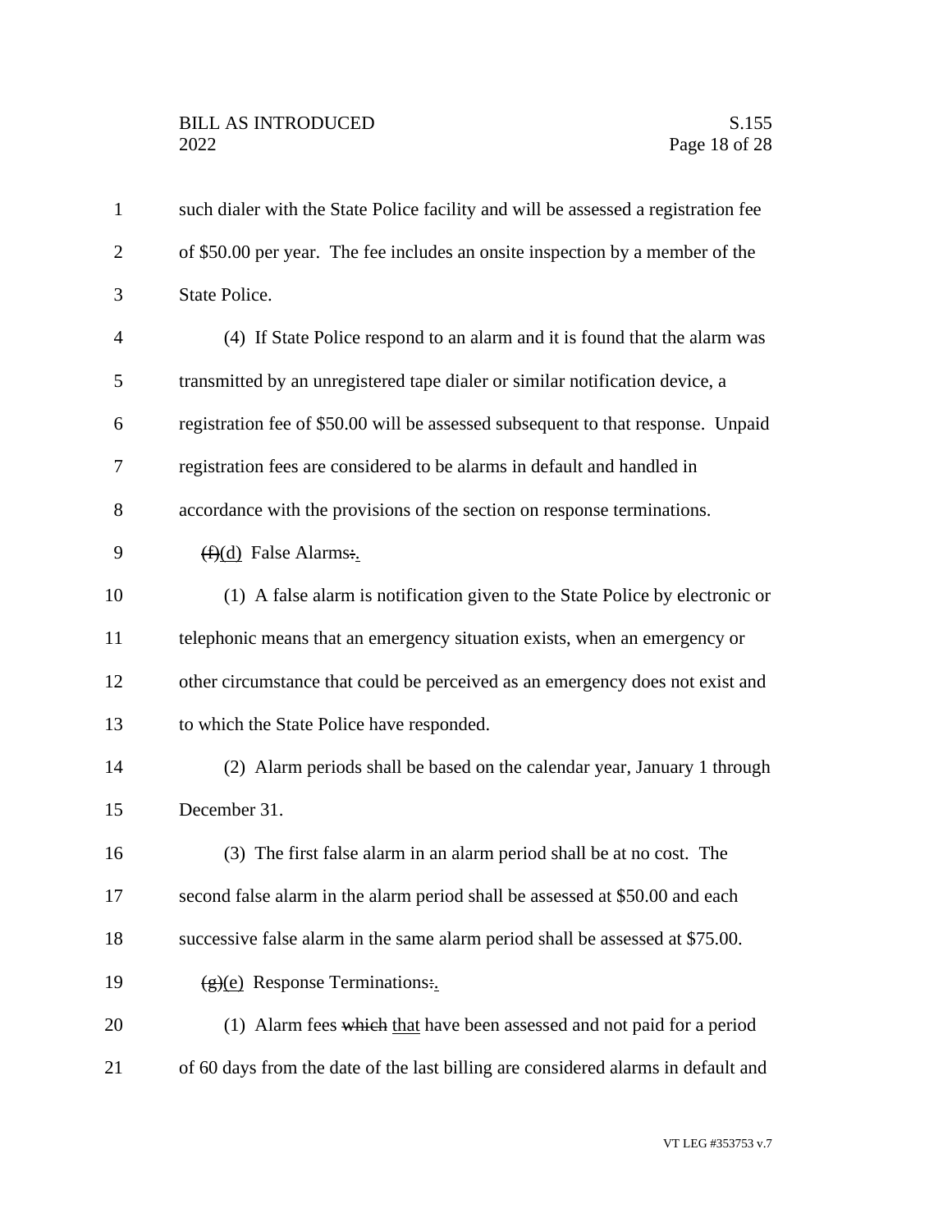such dialer with the State Police facility and will be assessed a registration fee of $50.00 per year. The fee includes an onsite inspection by a member of the State Police.

(4) If State Police respond to an alarm and it is found that the alarm was transmitted by an unregistered tape dialer or similar notification device, a registration fee of $50.00 will be assessed subsequent to that response. Unpaid registration fees are considered to be alarms in default and handled in accordance with the provisions of the section on response terminations.

~~(f)~~(d) False Alarms~~:~~.

(1) A false alarm is notification given to the State Police by electronic or telephonic means that an emergency situation exists, when an emergency or other circumstance that could be perceived as an emergency does not exist and to which the State Police have responded.

(2) Alarm periods shall be based on the calendar year, January 1 through December 31.

(3) The first false alarm in an alarm period shall be at no cost. The second false alarm in the alarm period shall be assessed at $50.00 and each successive false alarm in the same alarm period shall be assessed at $75.00.

~~(g)~~(e) Response Terminations~~:~~.

(1) Alarm fees ~~which~~ that have been assessed and not paid for a period of 60 days from the date of the last billing are considered alarms in default and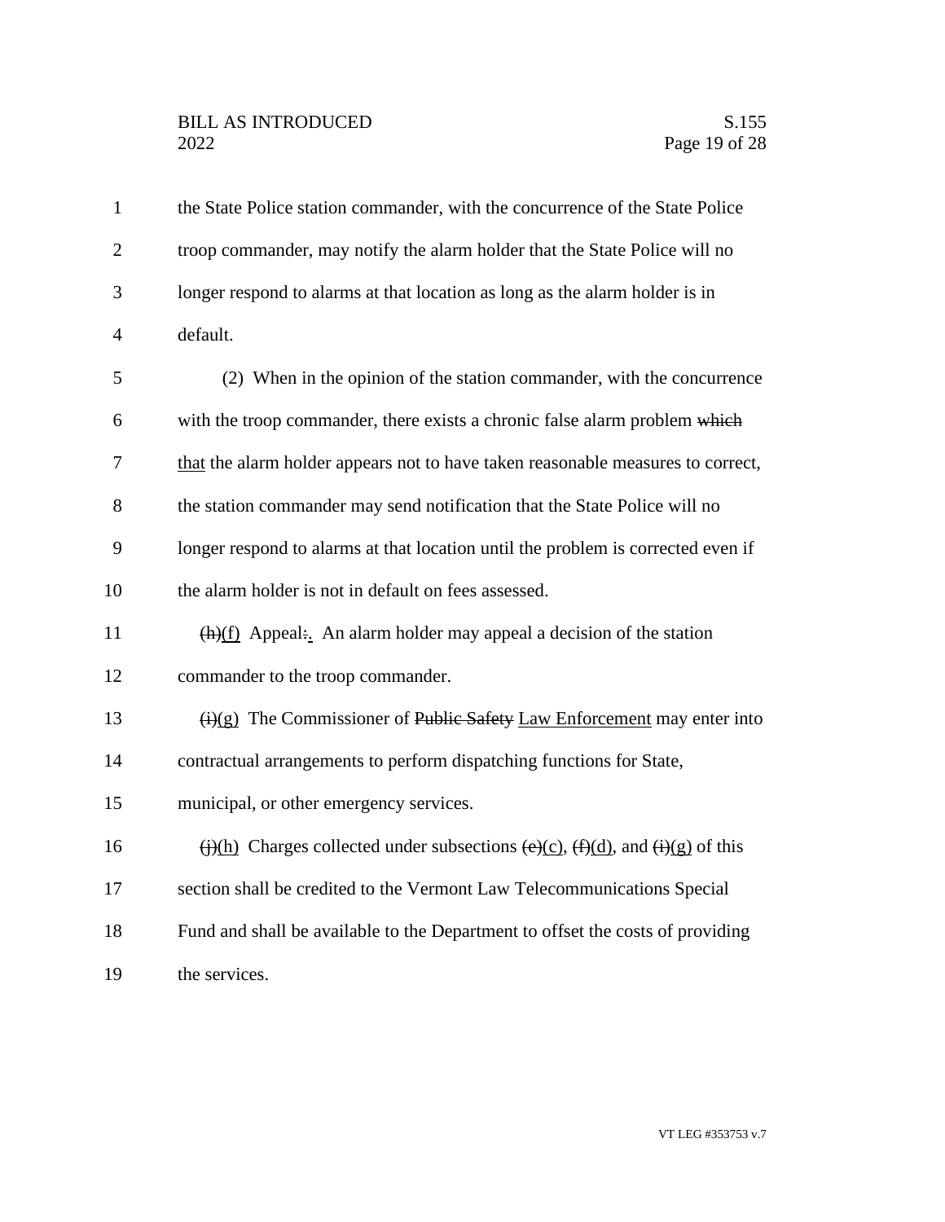the State Police station commander, with the concurrence of the State Police troop commander, may notify the alarm holder that the State Police will no longer respond to alarms at that location as long as the alarm holder is in default.

(2) When in the opinion of the station commander, with the concurrence with the troop commander, there exists a chronic false alarm problem ~~which~~ that the alarm holder appears not to have taken reasonable measures to correct, the station commander may send notification that the State Police will no longer respond to alarms at that location until the problem is corrected even if the alarm holder is not in default on fees assessed.

~~(h)~~(f) Appeal~~:~~. An alarm holder may appeal a decision of the station commander to the troop commander.

~~(i)~~(g) The Commissioner of ~~Public Safety~~ Law Enforcement may enter into contractual arrangements to perform dispatching functions for State, municipal, or other emergency services.

~~(j)~~(h) Charges collected under subsections ~~(e)~~(c), ~~(f)~~(d), and ~~(i)~~(g) of this section shall be credited to the Vermont Law Telecommunications Special Fund and shall be available to the Department to offset the costs of providing the services.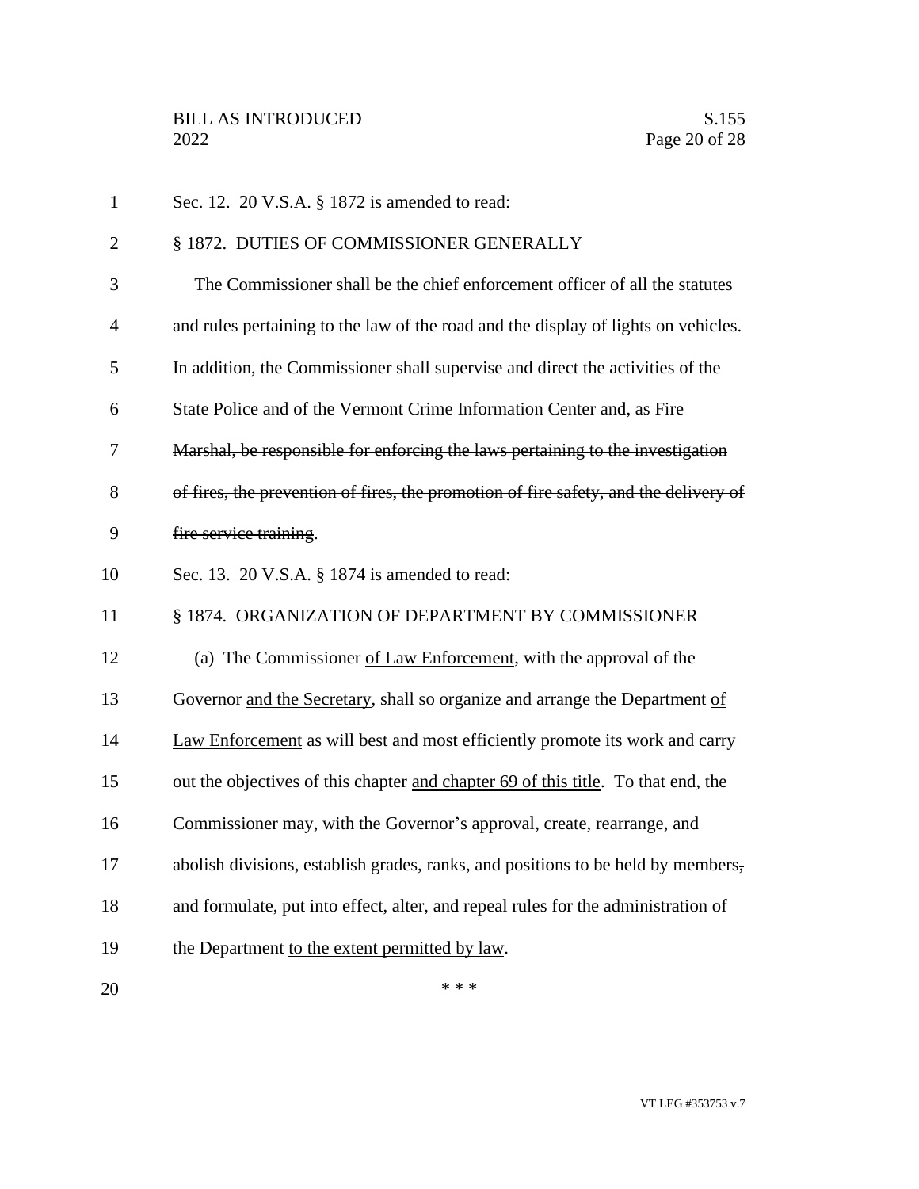Sec. 12. 20 V.S.A. § 1872 is amended to read:

§ 1872. DUTIES OF COMMISSIONER GENERALLY

The Commissioner shall be the chief enforcement officer of all the statutes and rules pertaining to the law of the road and the display of lights on vehicles. In addition, the Commissioner shall supervise and direct the activities of the State Police and of the Vermont Crime Information Center ~~and, as Fire Marshal, be responsible for enforcing the laws pertaining to the investigation of fires, the prevention of fires, the promotion of fire safety, and the delivery of fire service training~~.

Sec. 13. 20 V.S.A. § 1874 is amended to read:

§ 1874. ORGANIZATION OF DEPARTMENT BY COMMISSIONER

(a) The Commissioner <u>of Law Enforcement</u>, with the approval of the Governor <u>and the Secretary</u>, shall so organize and arrange the Department <u>of Law Enforcement</u> as will best and most efficiently promote its work and carry out the objectives of this chapter <u>and chapter 69 of this title</u>. To that end, the Commissioner may, with the Governor's approval, create, rearrange<u>,</u> and abolish divisions, establish grades, ranks, and positions to be held by members~~,~~ and formulate, put into effect, alter, and repeal rules for the administration of the Department <u>to the extent permitted by law</u>.

\* \* \*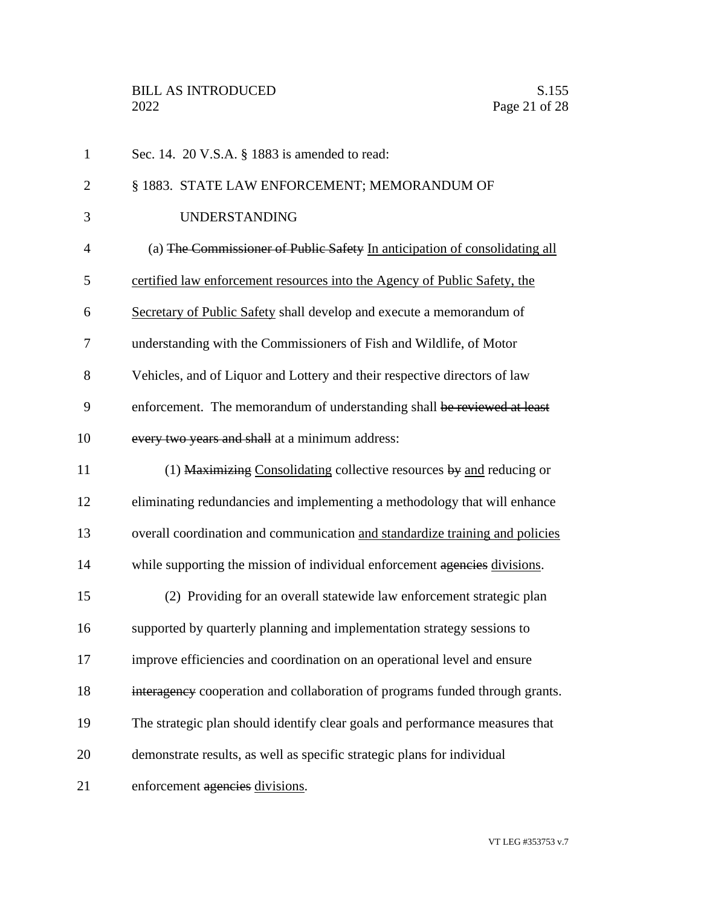Sec. 14. 20 V.S.A. § 1883 is amended to read:

§ 1883. STATE LAW ENFORCEMENT; MEMORANDUM OF UNDERSTANDING

(a) ~~The Commissioner of Public Safety~~ <u>In anticipation of consolidating all certified law enforcement resources into the Agency of Public Safety, the Secretary of Public Safety</u> shall develop and execute a memorandum of understanding with the Commissioners of Fish and Wildlife, of Motor Vehicles, and of Liquor and Lottery and their respective directors of law enforcement. The memorandum of understanding shall ~~be reviewed at least every two years and shall~~ at a minimum address:

(1) ~~Maximizing~~ <u>Consolidating</u> collective resources ~~by~~ <u>and</u> reducing or eliminating redundancies and implementing a methodology that will enhance overall coordination and communication <u>and standardize training and policies</u> while supporting the mission of individual enforcement ~~agencies~~ <u>divisions</u>.

(2) Providing for an overall statewide law enforcement strategic plan supported by quarterly planning and implementation strategy sessions to improve efficiencies and coordination on an operational level and ensure ~~interagency~~ cooperation and collaboration of programs funded through grants. The strategic plan should identify clear goals and performance measures that demonstrate results, as well as specific strategic plans for individual enforcement ~~agencies~~ <u>divisions</u>.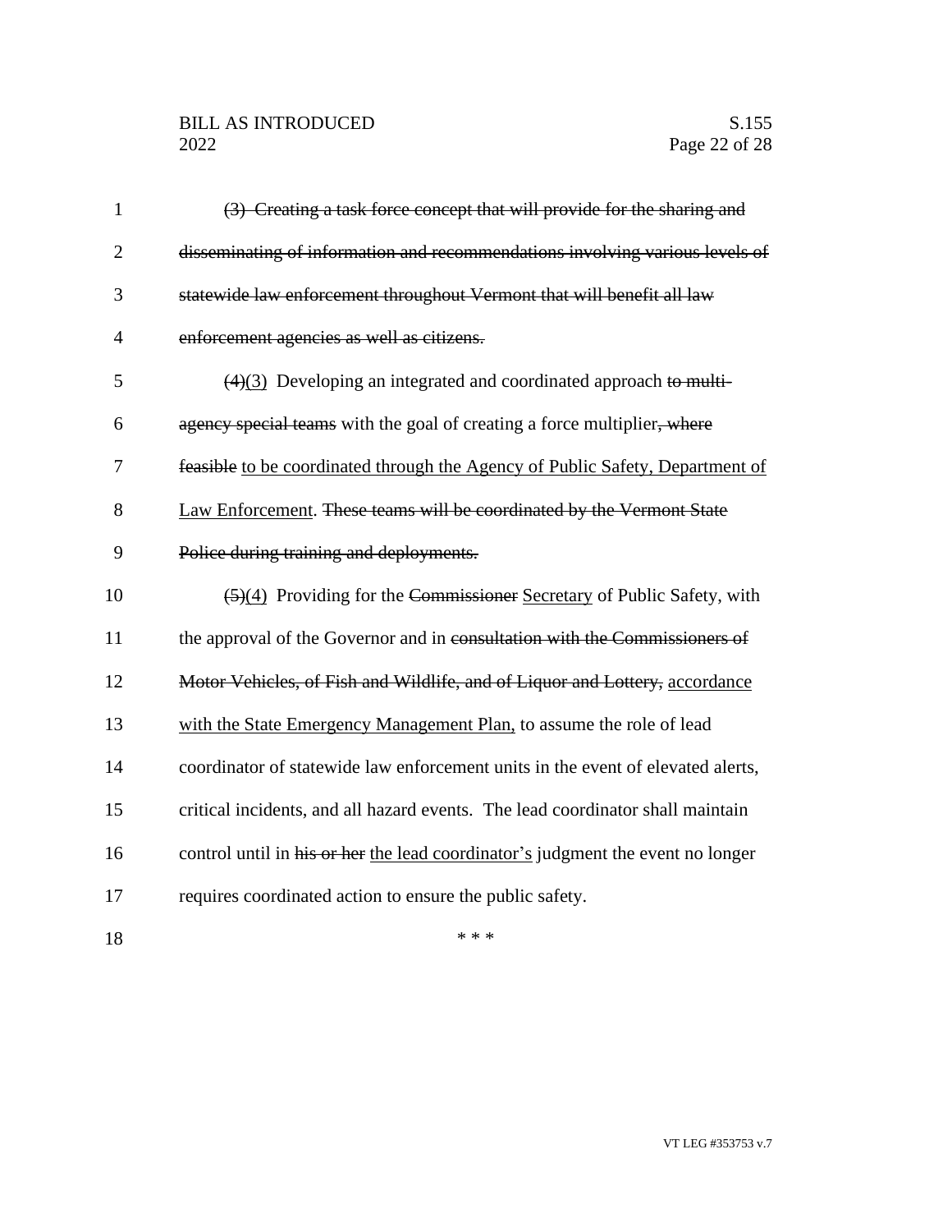~~(3) Creating a task force concept that will provide for the sharing and disseminating of information and recommendations involving various levels of statewide law enforcement throughout Vermont that will benefit all law enforcement agencies as well as citizens.~~

~~(4)~~(3) Developing an integrated and coordinated approach ~~to multi-agency special teams~~ with the goal of creating a force multiplier~~, where feasible~~ to be coordinated through the Agency of Public Safety, Department of Law Enforcement. ~~These teams will be coordinated by the Vermont State Police during training and deployments.~~

~~(5)~~(4) Providing for the ~~Commissioner~~ Secretary of Public Safety, with the approval of the Governor and in ~~consultation with the Commissioners of Motor Vehicles, of Fish and Wildlife, and of Liquor and Lottery,~~ accordance with the State Emergency Management Plan, to assume the role of lead coordinator of statewide law enforcement units in the event of elevated alerts, critical incidents, and all hazard events. The lead coordinator shall maintain control until in ~~his or her~~ the lead coordinator's judgment the event no longer requires coordinated action to ensure the public safety.

\* \* \*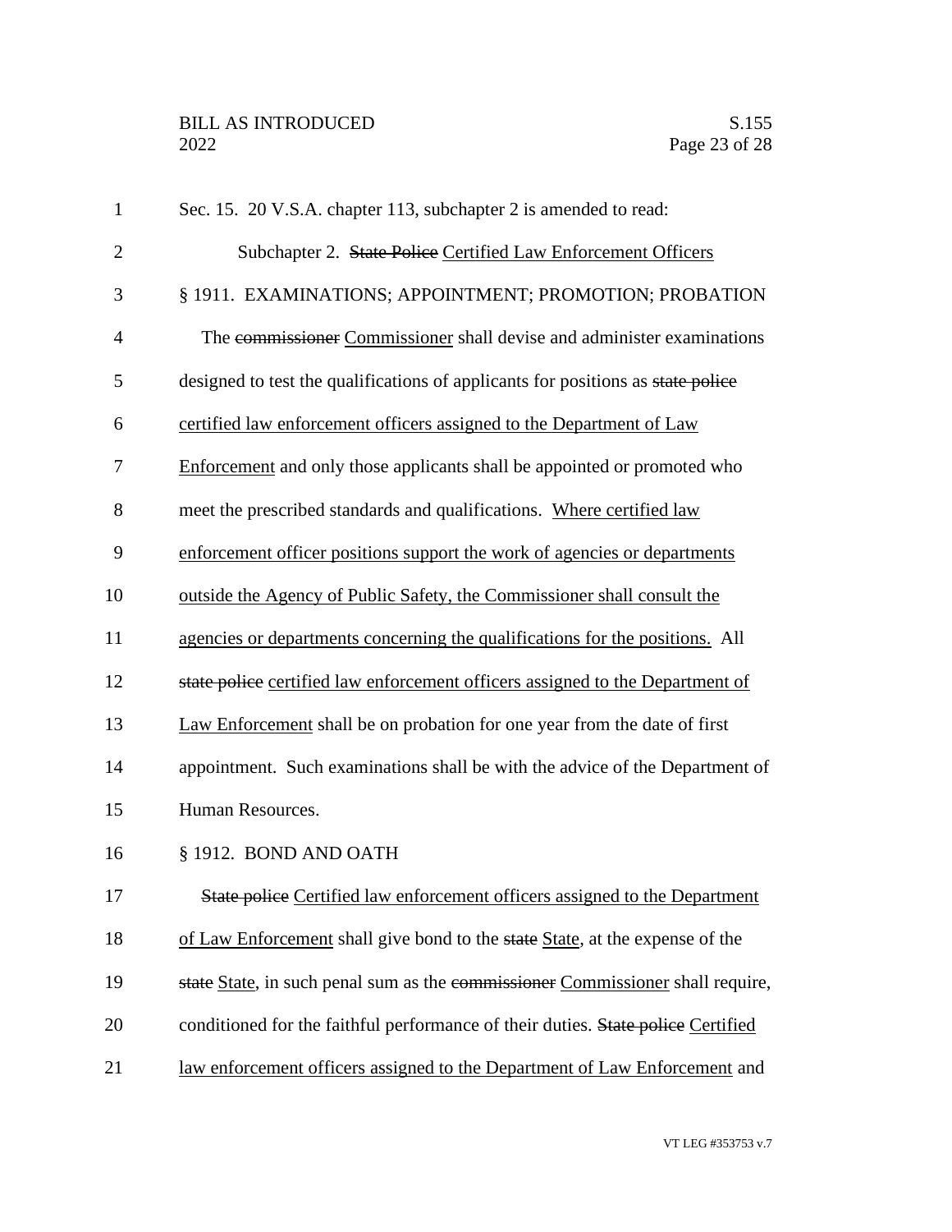Sec. 15. 20 V.S.A. chapter 113, subchapter 2 is amended to read:

Subchapter 2. ~~State Police~~ Certified Law Enforcement Officers

§ 1911. EXAMINATIONS; APPOINTMENT; PROMOTION; PROBATION

The ~~commissioner~~ Commissioner shall devise and administer examinations designed to test the qualifications of applicants for positions as ~~state police~~ certified law enforcement officers assigned to the Department of Law Enforcement and only those applicants shall be appointed or promoted who meet the prescribed standards and qualifications. Where certified law enforcement officer positions support the work of agencies or departments outside the Agency of Public Safety, the Commissioner shall consult the agencies or departments concerning the qualifications for the positions. All ~~state police~~ certified law enforcement officers assigned to the Department of Law Enforcement shall be on probation for one year from the date of first appointment. Such examinations shall be with the advice of the Department of Human Resources.

§ 1912. BOND AND OATH

~~State police~~ Certified law enforcement officers assigned to the Department of Law Enforcement shall give bond to the ~~state~~ State, at the expense of the ~~state~~ State, in such penal sum as the ~~commissioner~~ Commissioner shall require, conditioned for the faithful performance of their duties. ~~State police~~ Certified law enforcement officers assigned to the Department of Law Enforcement and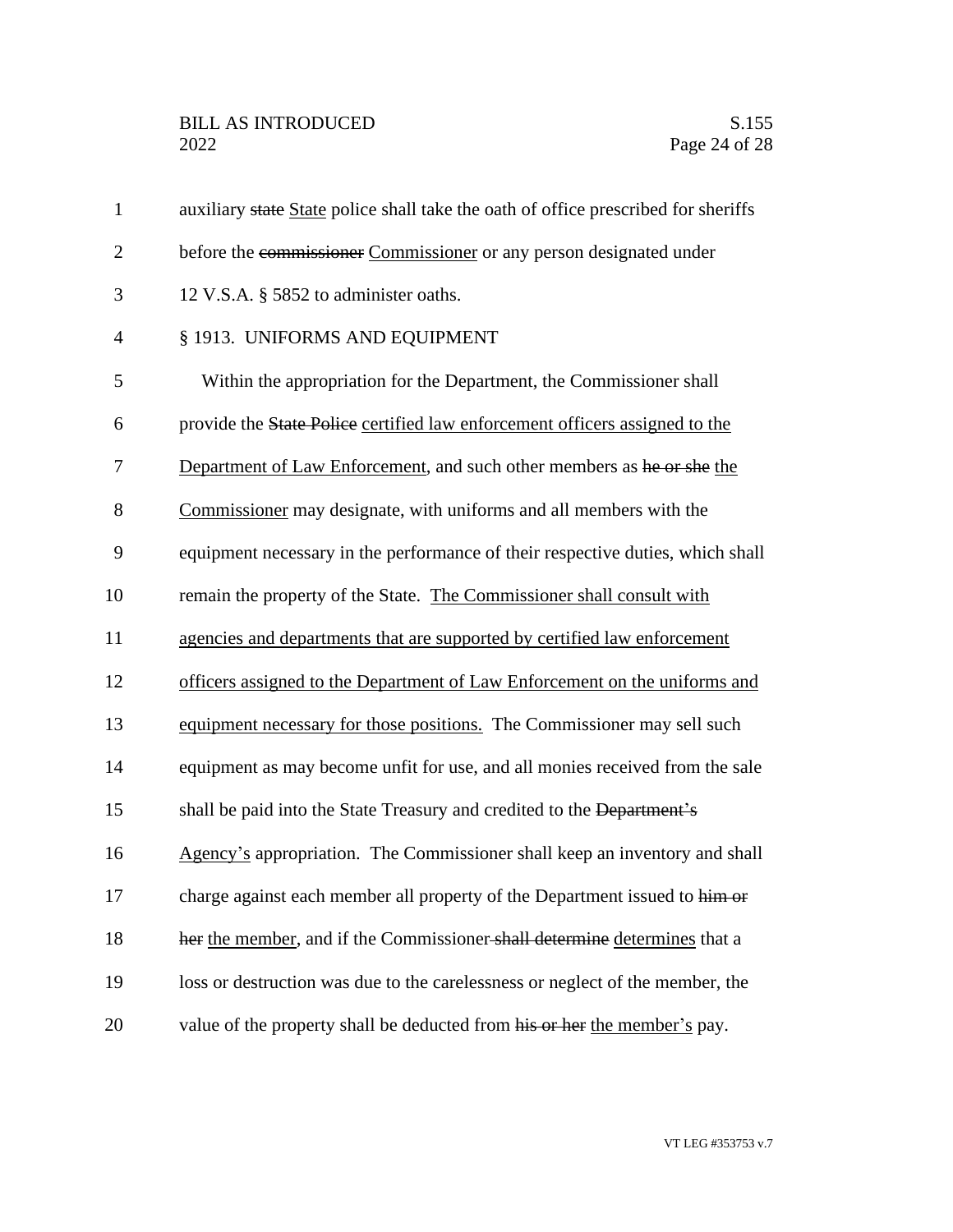auxiliary ~~state~~ State police shall take the oath of office prescribed for sheriffs before the ~~commissioner~~ Commissioner or any person designated under 12 V.S.A. § 5852 to administer oaths.

§ 1913. UNIFORMS AND EQUIPMENT

Within the appropriation for the Department, the Commissioner shall provide the ~~State Police~~ certified law enforcement officers assigned to the Department of Law Enforcement, and such other members as ~~he or she~~ the Commissioner may designate, with uniforms and all members with the equipment necessary in the performance of their respective duties, which shall remain the property of the State. The Commissioner shall consult with agencies and departments that are supported by certified law enforcement officers assigned to the Department of Law Enforcement on the uniforms and equipment necessary for those positions. The Commissioner may sell such equipment as may become unfit for use, and all monies received from the sale shall be paid into the State Treasury and credited to the ~~Department's~~ Agency's appropriation. The Commissioner shall keep an inventory and shall charge against each member all property of the Department issued to ~~him or her~~ the member, and if the Commissioner ~~shall determine~~ determines that a loss or destruction was due to the carelessness or neglect of the member, the value of the property shall be deducted from ~~his or her~~ the member's pay.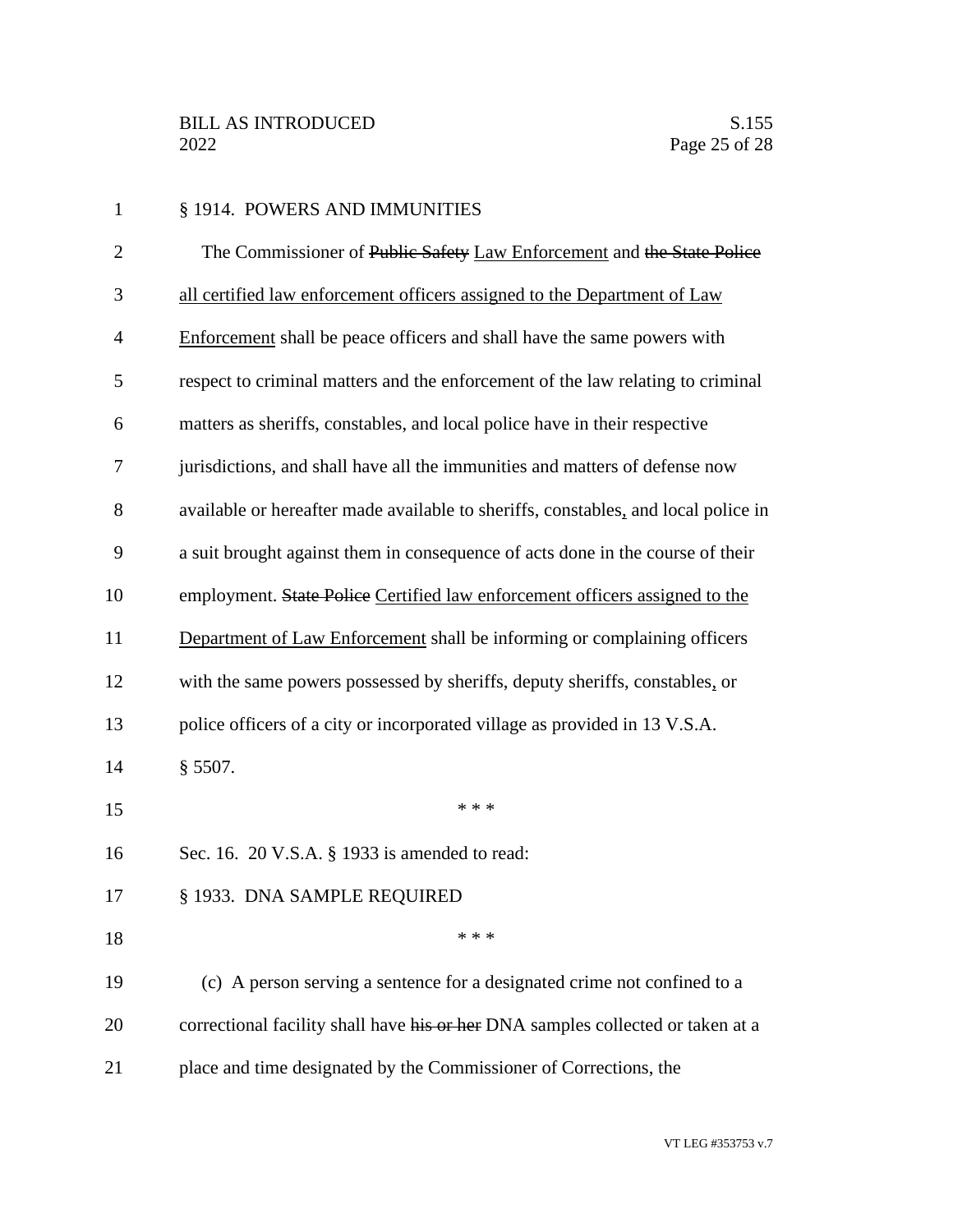§ 1914. POWERS AND IMMUNITIES

The Commissioner of ~~Public Safety~~ Law Enforcement and ~~the State Police~~ all certified law enforcement officers assigned to the Department of Law Enforcement shall be peace officers and shall have the same powers with respect to criminal matters and the enforcement of the law relating to criminal matters as sheriffs, constables, and local police have in their respective jurisdictions, and shall have all the immunities and matters of defense now available or hereafter made available to sheriffs, constables, and local police in a suit brought against them in consequence of acts done in the course of their employment. ~~State Police~~ Certified law enforcement officers assigned to the Department of Law Enforcement shall be informing or complaining officers with the same powers possessed by sheriffs, deputy sheriffs, constables, or police officers of a city or incorporated village as provided in 13 V.S.A. § 5507.

\* \* \*

Sec. 16. 20 V.S.A. § 1933 is amended to read:

§ 1933. DNA SAMPLE REQUIRED

\* \* \*

(c) A person serving a sentence for a designated crime not confined to a correctional facility shall have ~~his or her~~ DNA samples collected or taken at a place and time designated by the Commissioner of Corrections, the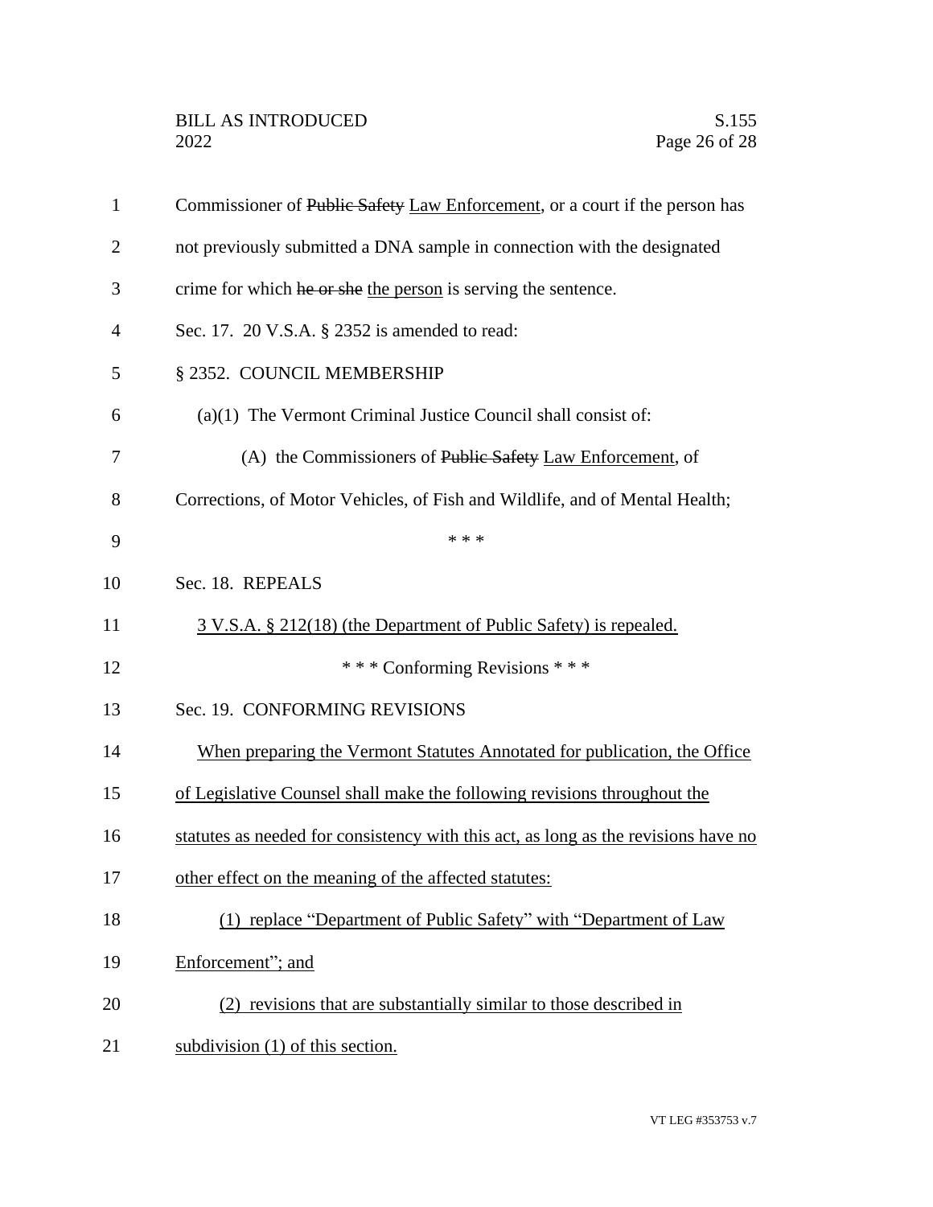Commissioner of ~~Public Safety~~ Law Enforcement, or a court if the person has not previously submitted a DNA sample in connection with the designated crime for which ~~he or she~~ the person is serving the sentence.

Sec. 17. 20 V.S.A. § 2352 is amended to read:

§ 2352. COUNCIL MEMBERSHIP

(a)(1) The Vermont Criminal Justice Council shall consist of:

(A) the Commissioners of ~~Public Safety~~ Law Enforcement, of Corrections, of Motor Vehicles, of Fish and Wildlife, and of Mental Health;

\* \* \*

Sec. 18. REPEALS

3 V.S.A. § 212(18) (the Department of Public Safety) is repealed.

\* \* \* Conforming Revisions \* \* \*

Sec. 19. CONFORMING REVISIONS

When preparing the Vermont Statutes Annotated for publication, the Office of Legislative Counsel shall make the following revisions throughout the statutes as needed for consistency with this act, as long as the revisions have no other effect on the meaning of the affected statutes:

(1) replace "Department of Public Safety" with "Department of Law Enforcement"; and

(2) revisions that are substantially similar to those described in subdivision (1) of this section.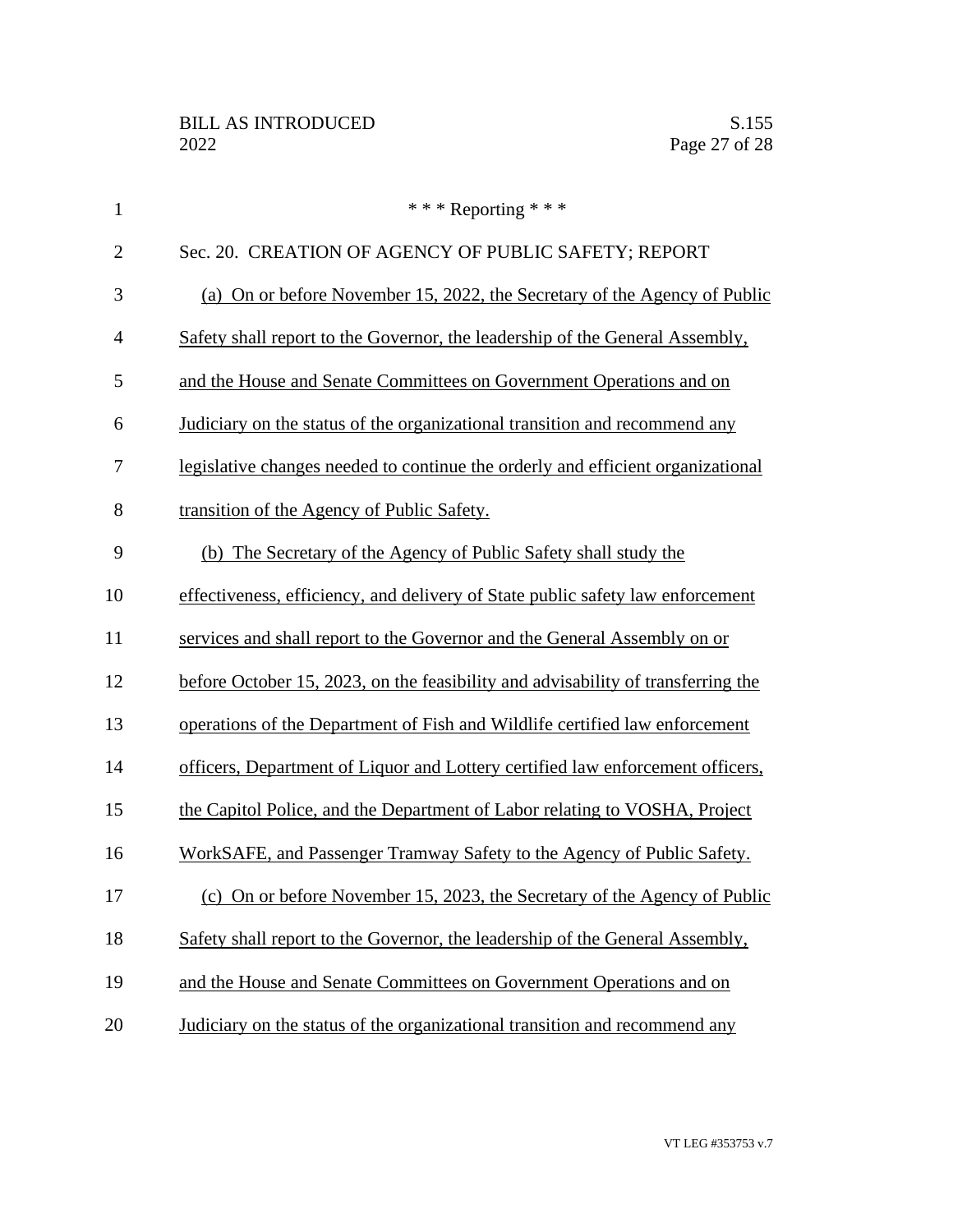\* \* \* Reporting \* \* \*

Sec. 20. CREATION OF AGENCY OF PUBLIC SAFETY; REPORT

(a) On or before November 15, 2022, the Secretary of the Agency of Public Safety shall report to the Governor, the leadership of the General Assembly, and the House and Senate Committees on Government Operations and on Judiciary on the status of the organizational transition and recommend any legislative changes needed to continue the orderly and efficient organizational transition of the Agency of Public Safety.

(b) The Secretary of the Agency of Public Safety shall study the effectiveness, efficiency, and delivery of State public safety law enforcement services and shall report to the Governor and the General Assembly on or before October 15, 2023, on the feasibility and advisability of transferring the operations of the Department of Fish and Wildlife certified law enforcement officers, Department of Liquor and Lottery certified law enforcement officers, the Capitol Police, and the Department of Labor relating to VOSHA, Project WorkSAFE, and Passenger Tramway Safety to the Agency of Public Safety.

(c) On or before November 15, 2023, the Secretary of the Agency of Public Safety shall report to the Governor, the leadership of the General Assembly, and the House and Senate Committees on Government Operations and on Judiciary on the status of the organizational transition and recommend any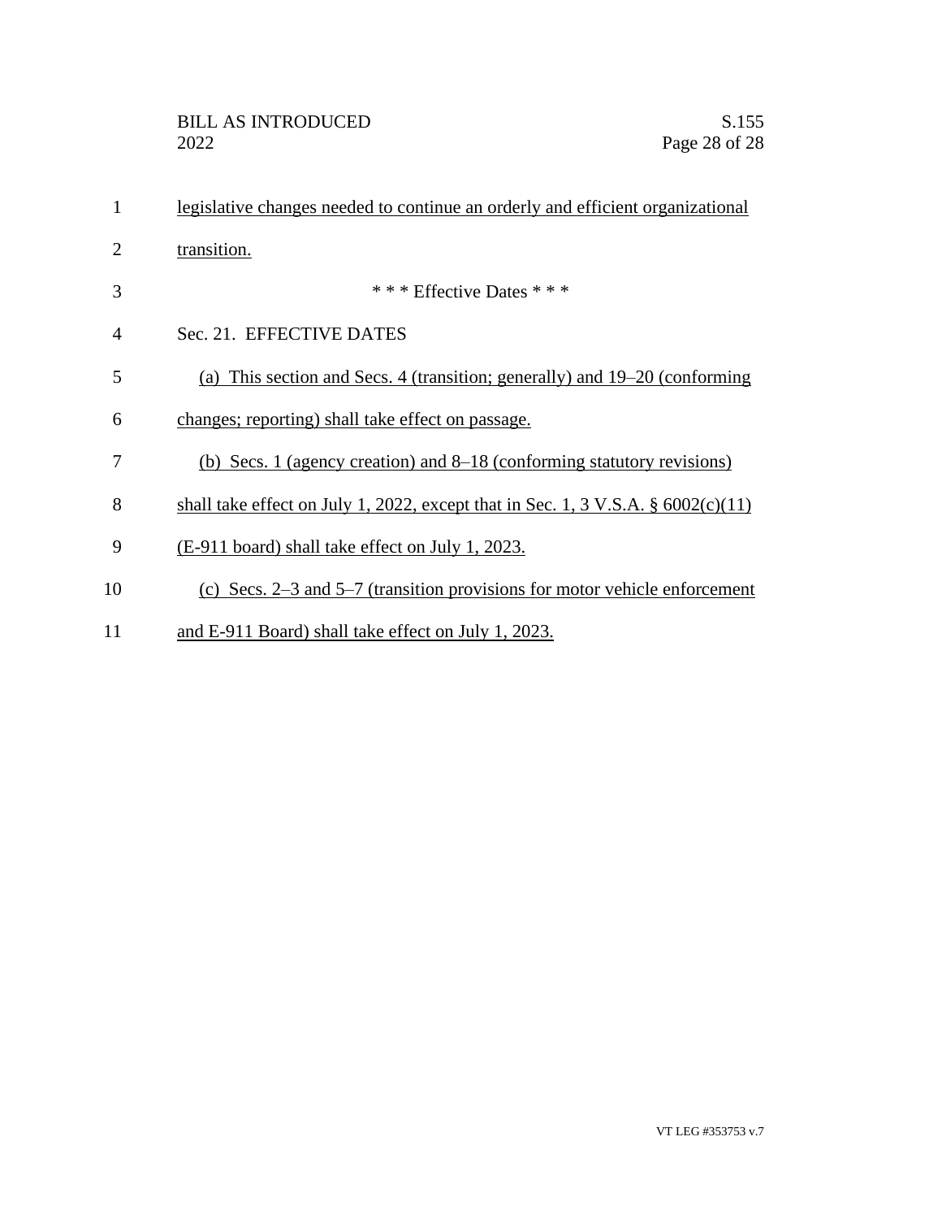legislative changes needed to continue an orderly and efficient organizational transition.

\* \* \* Effective Dates \* \* \*

Sec. 21. EFFECTIVE DATES

(a) This section and Secs. 4 (transition; generally) and 19–20 (conforming changes; reporting) shall take effect on passage.

(b) Secs. 1 (agency creation) and 8–18 (conforming statutory revisions) shall take effect on July 1, 2022, except that in Sec. 1, 3 V.S.A. § 6002(c)(11) (E-911 board) shall take effect on July 1, 2023.

(c) Secs. 2–3 and 5–7 (transition provisions for motor vehicle enforcement and E-911 Board) shall take effect on July 1, 2023.